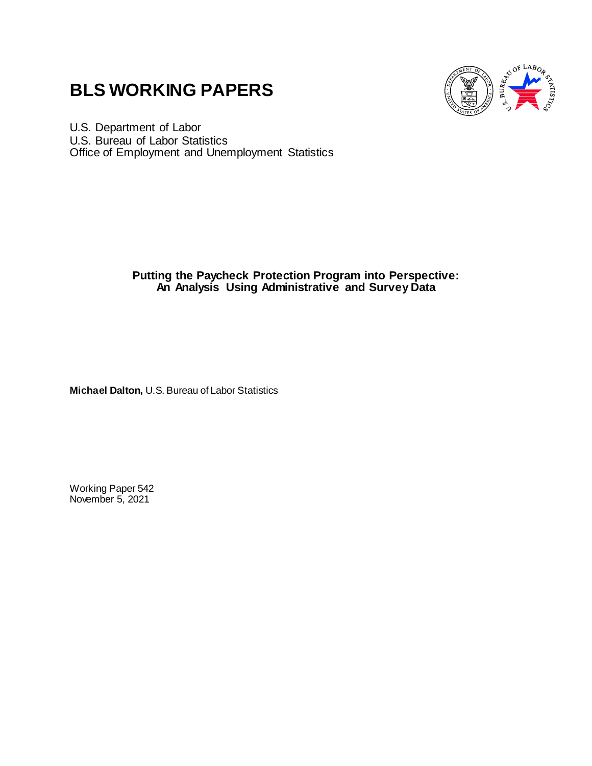# BLS WORKING PAPERS

U.S. Department of Labor
U.S. Bureau of Labor Statistics
Office of Employment and Unemployment Statistics

**Putting the Paycheck Protection Program into Perspective: An Analysis Using Administrative and Survey Data**

**Michael Dalton,** U.S. Bureau of Labor Statistics

Working Paper 542
November 5, 2021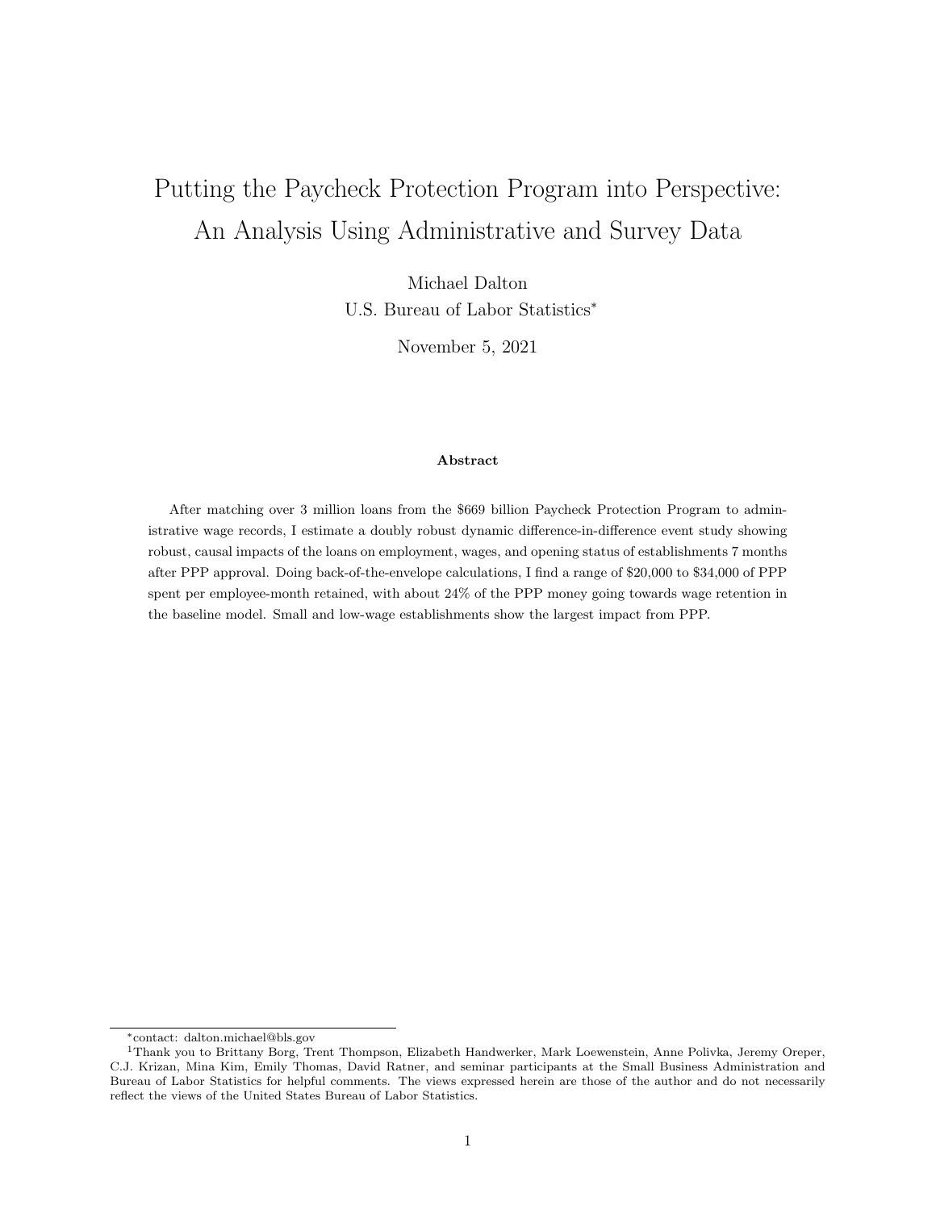# Putting the Paycheck Protection Program into Perspective: An Analysis Using Administrative and Survey Data

Michael Dalton
U.S. Bureau of Labor Statistics*

November 5, 2021

**Abstract**

After matching over 3 million loans from the $669 billion Paycheck Protection Program to administrative wage records, I estimate a doubly robust dynamic difference-in-difference event study showing robust, causal impacts of the loans on employment, wages, and opening status of establishments 7 months after PPP approval. Doing back-of-the-envelope calculations, I find a range of $20,000 to $34,000 of PPP spent per employee-month retained, with about 24% of the PPP money going towards wage retention in the baseline model. Small and low-wage establishments show the largest impact from PPP.

---

*contact: dalton.michael@bls.gov

[1]Thank you to Brittany Borg, Trent Thompson, Elizabeth Handwerker, Mark Loewenstein, Anne Polivka, Jeremy Oreper, C.J. Krizan, Mina Kim, Emily Thomas, David Ratner, and seminar participants at the Small Business Administration and Bureau of Labor Statistics for helpful comments. The views expressed herein are those of the author and do not necessarily reflect the views of the United States Bureau of Labor Statistics.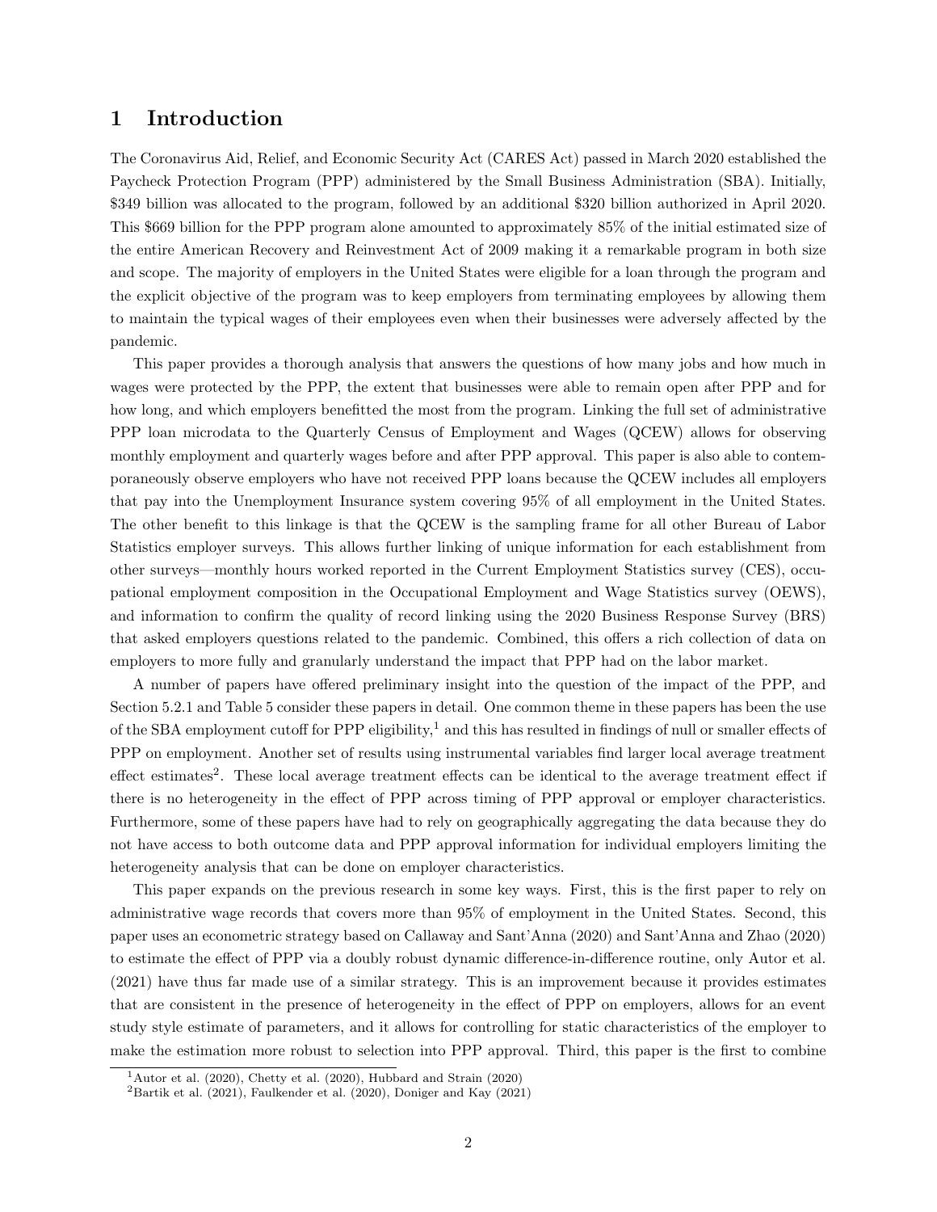## 1 Introduction

The Coronavirus Aid, Relief, and Economic Security Act (CARES Act) passed in March 2020 established the Paycheck Protection Program (PPP) administered by the Small Business Administration (SBA). Initially, \$349 billion was allocated to the program, followed by an additional \$320 billion authorized in April 2020. This \$669 billion for the PPP program alone amounted to approximately 85% of the initial estimated size of the entire American Recovery and Reinvestment Act of 2009 making it a remarkable program in both size and scope. The majority of employers in the United States were eligible for a loan through the program and the explicit objective of the program was to keep employers from terminating employees by allowing them to maintain the typical wages of their employees even when their businesses were adversely affected by the pandemic.

This paper provides a thorough analysis that answers the questions of how many jobs and how much in wages were protected by the PPP, the extent that businesses were able to remain open after PPP and for how long, and which employers benefitted the most from the program. Linking the full set of administrative PPP loan microdata to the Quarterly Census of Employment and Wages (QCEW) allows for observing monthly employment and quarterly wages before and after PPP approval. This paper is also able to contemporaneously observe employers who have not received PPP loans because the QCEW includes all employers that pay into the Unemployment Insurance system covering 95% of all employment in the United States. The other benefit to this linkage is that the QCEW is the sampling frame for all other Bureau of Labor Statistics employer surveys. This allows further linking of unique information for each establishment from other surveys—monthly hours worked reported in the Current Employment Statistics survey (CES), occupational employment composition in the Occupational Employment and Wage Statistics survey (OEWS), and information to confirm the quality of record linking using the 2020 Business Response Survey (BRS) that asked employers questions related to the pandemic. Combined, this offers a rich collection of data on employers to more fully and granularly understand the impact that PPP had on the labor market.

A number of papers have offered preliminary insight into the question of the impact of the PPP, and Section 5.2.1 and Table 5 consider these papers in detail. One common theme in these papers has been the use of the SBA employment cutoff for PPP eligibility,[1] and this has resulted in findings of null or smaller effects of PPP on employment. Another set of results using instrumental variables find larger local average treatment effect estimates[2]. These local average treatment effects can be identical to the average treatment effect if there is no heterogeneity in the effect of PPP across timing of PPP approval or employer characteristics. Furthermore, some of these papers have had to rely on geographically aggregating the data because they do not have access to both outcome data and PPP approval information for individual employers limiting the heterogeneity analysis that can be done on employer characteristics.

This paper expands on the previous research in some key ways. First, this is the first paper to rely on administrative wage records that covers more than 95% of employment in the United States. Second, this paper uses an econometric strategy based on Callaway and Sant'Anna (2020) and Sant'Anna and Zhao (2020) to estimate the effect of PPP via a doubly robust dynamic difference-in-difference routine, only Autor et al. (2021) have thus far made use of a similar strategy. This is an improvement because it provides estimates that are consistent in the presence of heterogeneity in the effect of PPP on employers, allows for an event study style estimate of parameters, and it allows for controlling for static characteristics of the employer to make the estimation more robust to selection into PPP approval. Third, this paper is the first to combine

[1] Autor et al. (2020), Chetty et al. (2020), Hubbard and Strain (2020)

[2] Bartik et al. (2021), Faulkender et al. (2020), Doniger and Kay (2021)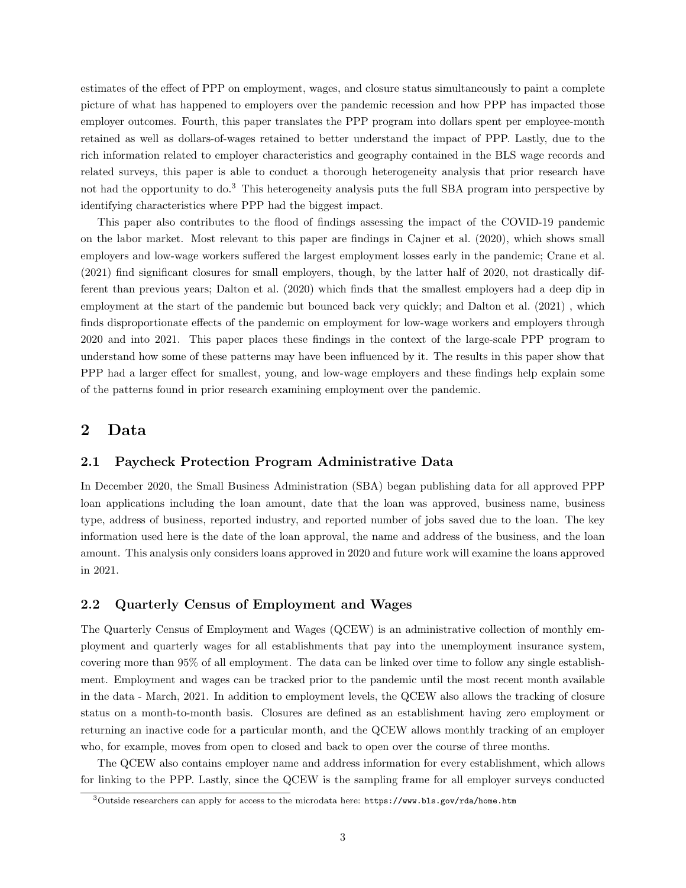estimates of the effect of PPP on employment, wages, and closure status simultaneously to paint a complete picture of what has happened to employers over the pandemic recession and how PPP has impacted those employer outcomes. Fourth, this paper translates the PPP program into dollars spent per employee-month retained as well as dollars-of-wages retained to better understand the impact of PPP. Lastly, due to the rich information related to employer characteristics and geography contained in the BLS wage records and related surveys, this paper is able to conduct a thorough heterogeneity analysis that prior research have not had the opportunity to do.[3] This heterogeneity analysis puts the full SBA program into perspective by identifying characteristics where PPP had the biggest impact.

This paper also contributes to the flood of findings assessing the impact of the COVID-19 pandemic on the labor market. Most relevant to this paper are findings in Cajner et al. (2020), which shows small employers and low-wage workers suffered the largest employment losses early in the pandemic; Crane et al. (2021) find significant closures for small employers, though, by the latter half of 2020, not drastically different than previous years; Dalton et al. (2020) which finds that the smallest employers had a deep dip in employment at the start of the pandemic but bounced back very quickly; and Dalton et al. (2021) , which finds disproportionate effects of the pandemic on employment for low-wage workers and employers through 2020 and into 2021. This paper places these findings in the context of the large-scale PPP program to understand how some of these patterns may have been influenced by it. The results in this paper show that PPP had a larger effect for smallest, young, and low-wage employers and these findings help explain some of the patterns found in prior research examining employment over the pandemic.

## 2 Data

### 2.1 Paycheck Protection Program Administrative Data

In December 2020, the Small Business Administration (SBA) began publishing data for all approved PPP loan applications including the loan amount, date that the loan was approved, business name, business type, address of business, reported industry, and reported number of jobs saved due to the loan. The key information used here is the date of the loan approval, the name and address of the business, and the loan amount. This analysis only considers loans approved in 2020 and future work will examine the loans approved in 2021.

### 2.2 Quarterly Census of Employment and Wages

The Quarterly Census of Employment and Wages (QCEW) is an administrative collection of monthly employment and quarterly wages for all establishments that pay into the unemployment insurance system, covering more than 95% of all employment. The data can be linked over time to follow any single establishment. Employment and wages can be tracked prior to the pandemic until the most recent month available in the data - March, 2021. In addition to employment levels, the QCEW also allows the tracking of closure status on a month-to-month basis. Closures are defined as an establishment having zero employment or returning an inactive code for a particular month, and the QCEW allows monthly tracking of an employer who, for example, moves from open to closed and back to open over the course of three months.

The QCEW also contains employer name and address information for every establishment, which allows for linking to the PPP. Lastly, since the QCEW is the sampling frame for all employer surveys conducted

[3] Outside researchers can apply for access to the microdata here: https://www.bls.gov/rda/home.htm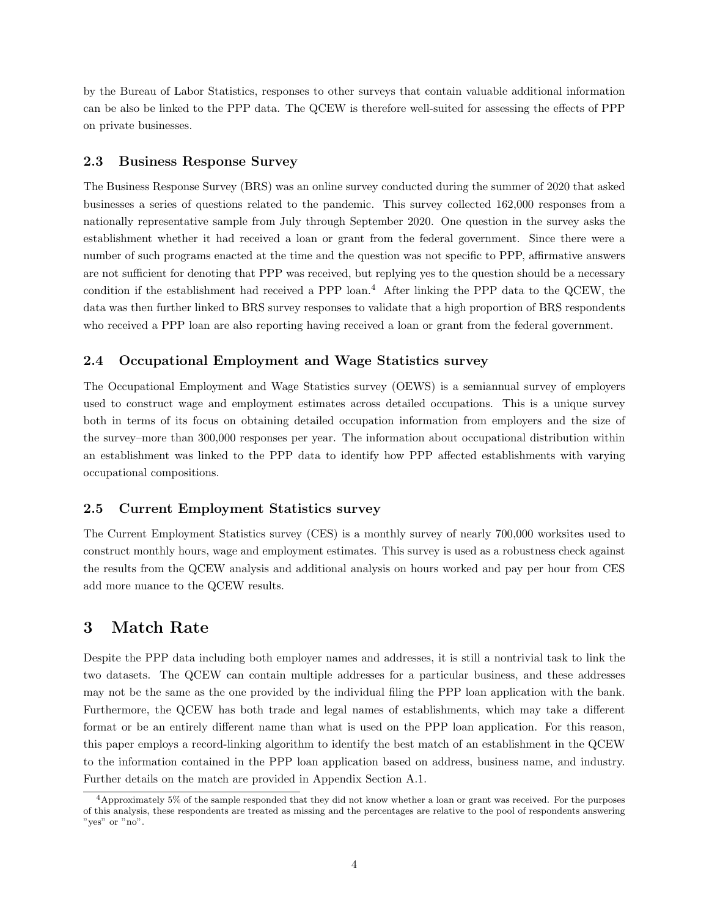by the Bureau of Labor Statistics, responses to other surveys that contain valuable additional information can be also be linked to the PPP data. The QCEW is therefore well-suited for assessing the effects of PPP on private businesses.

### 2.3 Business Response Survey

The Business Response Survey (BRS) was an online survey conducted during the summer of 2020 that asked businesses a series of questions related to the pandemic. This survey collected 162,000 responses from a nationally representative sample from July through September 2020. One question in the survey asks the establishment whether it had received a loan or grant from the federal government. Since there were a number of such programs enacted at the time and the question was not specific to PPP, affirmative answers are not sufficient for denoting that PPP was received, but replying yes to the question should be a necessary condition if the establishment had received a PPP loan.[4] After linking the PPP data to the QCEW, the data was then further linked to BRS survey responses to validate that a high proportion of BRS respondents who received a PPP loan are also reporting having received a loan or grant from the federal government.

### 2.4 Occupational Employment and Wage Statistics survey

The Occupational Employment and Wage Statistics survey (OEWS) is a semiannual survey of employers used to construct wage and employment estimates across detailed occupations. This is a unique survey both in terms of its focus on obtaining detailed occupation information from employers and the size of the survey–more than 300,000 responses per year. The information about occupational distribution within an establishment was linked to the PPP data to identify how PPP affected establishments with varying occupational compositions.

### 2.5 Current Employment Statistics survey

The Current Employment Statistics survey (CES) is a monthly survey of nearly 700,000 worksites used to construct monthly hours, wage and employment estimates. This survey is used as a robustness check against the results from the QCEW analysis and additional analysis on hours worked and pay per hour from CES add more nuance to the QCEW results.

## 3 Match Rate

Despite the PPP data including both employer names and addresses, it is still a nontrivial task to link the two datasets. The QCEW can contain multiple addresses for a particular business, and these addresses may not be the same as the one provided by the individual filing the PPP loan application with the bank. Furthermore, the QCEW has both trade and legal names of establishments, which may take a different format or be an entirely different name than what is used on the PPP loan application. For this reason, this paper employs a record-linking algorithm to identify the best match of an establishment in the QCEW to the information contained in the PPP loan application based on address, business name, and industry. Further details on the match are provided in Appendix Section A.1.

[4] Approximately 5% of the sample responded that they did not know whether a loan or grant was received. For the purposes of this analysis, these respondents are treated as missing and the percentages are relative to the pool of respondents answering "yes" or "no".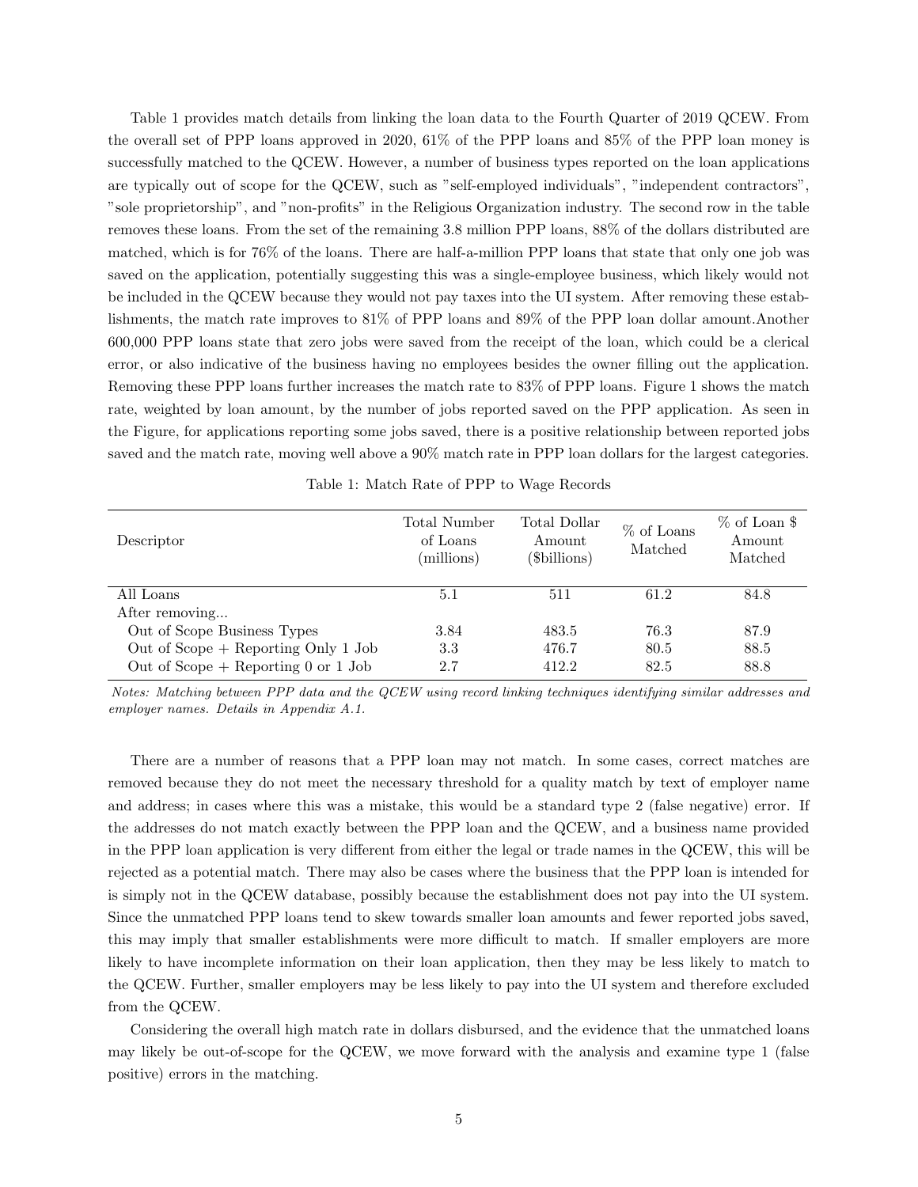Table 1 provides match details from linking the loan data to the Fourth Quarter of 2019 QCEW. From the overall set of PPP loans approved in 2020, 61% of the PPP loans and 85% of the PPP loan money is successfully matched to the QCEW. However, a number of business types reported on the loan applications are typically out of scope for the QCEW, such as "self-employed individuals", "independent contractors", "sole proprietorship", and "non-profits" in the Religious Organization industry. The second row in the table removes these loans. From the set of the remaining 3.8 million PPP loans, 88% of the dollars distributed are matched, which is for 76% of the loans. There are half-a-million PPP loans that state that only one job was saved on the application, potentially suggesting this was a single-employee business, which likely would not be included in the QCEW because they would not pay taxes into the UI system. After removing these establishments, the match rate improves to 81% of PPP loans and 89% of the PPP loan dollar amount.Another 600,000 PPP loans state that zero jobs were saved from the receipt of the loan, which could be a clerical error, or also indicative of the business having no employees besides the owner filling out the application. Removing these PPP loans further increases the match rate to 83% of PPP loans. Figure 1 shows the match rate, weighted by loan amount, by the number of jobs reported saved on the PPP application. As seen in the Figure, for applications reporting some jobs saved, there is a positive relationship between reported jobs saved and the match rate, moving well above a 90% match rate in PPP loan dollars for the largest categories.

Table 1: Match Rate of PPP to Wage Records

| Descriptor | Total Number of Loans (millions) | Total Dollar Amount ($billions) | % of Loans Matched | % of Loan $ Amount Matched |
|---|---|---|---|---|
| All Loans | 5.1 | 511 | 61.2 | 84.8 |
| After removing... | | | | |
| Out of Scope Business Types | 3.84 | 483.5 | 76.3 | 87.9 |
| Out of Scope + Reporting Only 1 Job | 3.3 | 476.7 | 80.5 | 88.5 |
| Out of Scope + Reporting 0 or 1 Job | 2.7 | 412.2 | 82.5 | 88.8 |

*Notes: Matching between PPP data and the QCEW using record linking techniques identifying similar addresses and employer names. Details in Appendix A.1.*

There are a number of reasons that a PPP loan may not match. In some cases, correct matches are removed because they do not meet the necessary threshold for a quality match by text of employer name and address; in cases where this was a mistake, this would be a standard type 2 (false negative) error. If the addresses do not match exactly between the PPP loan and the QCEW, and a business name provided in the PPP loan application is very different from either the legal or trade names in the QCEW, this will be rejected as a potential match. There may also be cases where the business that the PPP loan is intended for is simply not in the QCEW database, possibly because the establishment does not pay into the UI system. Since the unmatched PPP loans tend to skew towards smaller loan amounts and fewer reported jobs saved, this may imply that smaller establishments were more difficult to match. If smaller employers are more likely to have incomplete information on their loan application, then they may be less likely to match to the QCEW. Further, smaller employers may be less likely to pay into the UI system and therefore excluded from the QCEW.

Considering the overall high match rate in dollars disbursed, and the evidence that the unmatched loans may likely be out-of-scope for the QCEW, we move forward with the analysis and examine type 1 (false positive) errors in the matching.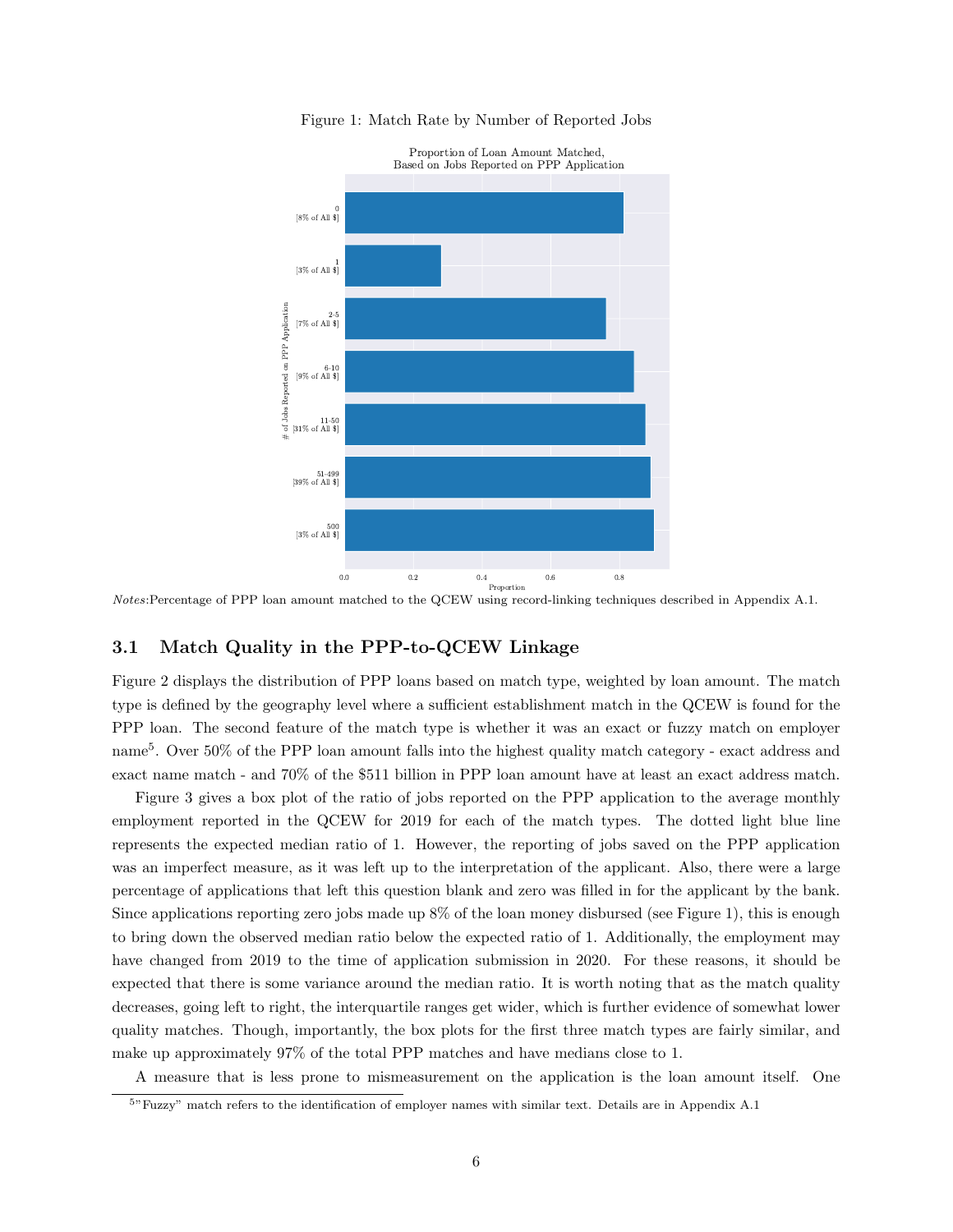Figure 1: Match Rate by Number of Reported Jobs

*Notes*:Percentage of PPP loan amount matched to the QCEW using record-linking techniques described in Appendix A.1.

### 3.1 Match Quality in the PPP-to-QCEW Linkage

Figure 2 displays the distribution of PPP loans based on match type, weighted by loan amount. The match type is defined by the geography level where a sufficient establishment match in the QCEW is found for the PPP loan. The second feature of the match type is whether it was an exact or fuzzy match on employer name[5]. Over 50% of the PPP loan amount falls into the highest quality match category - exact address and exact name match - and 70% of the $511 billion in PPP loan amount have at least an exact address match.

Figure 3 gives a box plot of the ratio of jobs reported on the PPP application to the average monthly employment reported in the QCEW for 2019 for each of the match types. The dotted light blue line represents the expected median ratio of 1. However, the reporting of jobs saved on the PPP application was an imperfect measure, as it was left up to the interpretation of the applicant. Also, there were a large percentage of applications that left this question blank and zero was filled in for the applicant by the bank. Since applications reporting zero jobs made up 8% of the loan money disbursed (see Figure 1), this is enough to bring down the observed median ratio below the expected ratio of 1. Additionally, the employment may have changed from 2019 to the time of application submission in 2020. For these reasons, it should be expected that there is some variance around the median ratio. It is worth noting that as the match quality decreases, going left to right, the interquartile ranges get wider, which is further evidence of somewhat lower quality matches. Though, importantly, the box plots for the first three match types are fairly similar, and make up approximately 97% of the total PPP matches and have medians close to 1.

A measure that is less prone to mismeasurement on the application is the loan amount itself. One

[5]"Fuzzy" match refers to the identification of employer names with similar text. Details are in Appendix A.1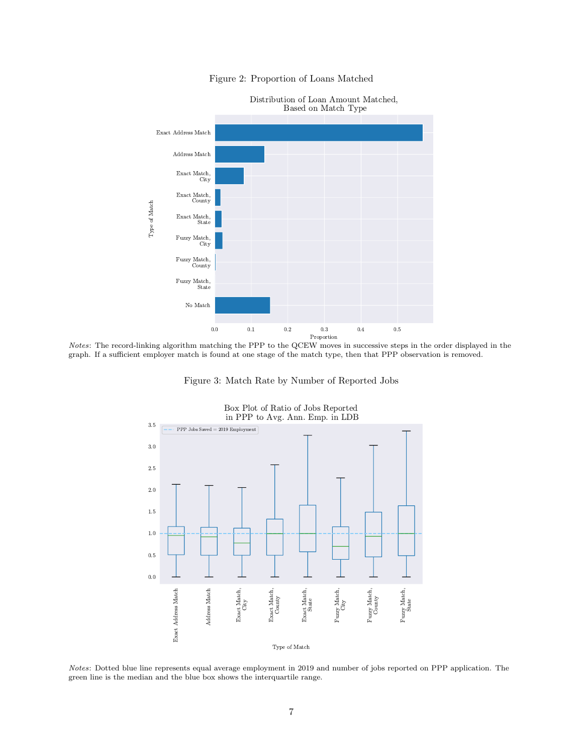Figure 2: Proportion of Loans Matched

*Notes*: The record-linking algorithm matching the PPP to the QCEW moves in successive steps in the order displayed in the graph. If a sufficient employer match is found at one stage of the match type, then that PPP observation is removed.

Figure 3: Match Rate by Number of Reported Jobs

*Notes*: Dotted blue line represents equal average employment in 2019 and number of jobs reported on PPP application. The green line is the median and the blue box shows the interquartile range.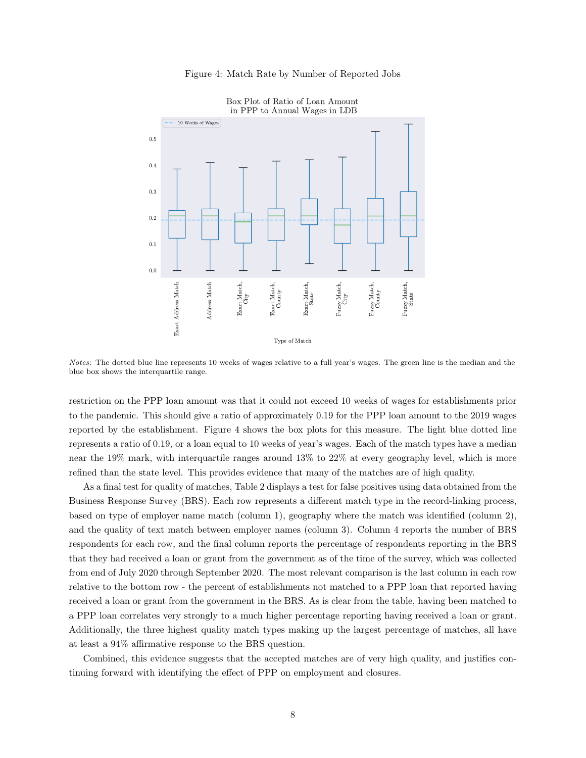Figure 4: Match Rate by Number of Reported Jobs

*Notes*: The dotted blue line represents 10 weeks of wages relative to a full year's wages. The green line is the median and the blue box shows the interquartile range.

restriction on the PPP loan amount was that it could not exceed 10 weeks of wages for establishments prior to the pandemic. This should give a ratio of approximately 0.19 for the PPP loan amount to the 2019 wages reported by the establishment. Figure 4 shows the box plots for this measure. The light blue dotted line represents a ratio of 0.19, or a loan equal to 10 weeks of year's wages. Each of the match types have a median near the 19% mark, with interquartile ranges around 13% to 22% at every geography level, which is more refined than the state level. This provides evidence that many of the matches are of high quality.

As a final test for quality of matches, Table 2 displays a test for false positives using data obtained from the Business Response Survey (BRS). Each row represents a different match type in the record-linking process, based on type of employer name match (column 1), geography where the match was identified (column 2), and the quality of text match between employer names (column 3). Column 4 reports the number of BRS respondents for each row, and the final column reports the percentage of respondents reporting in the BRS that they had received a loan or grant from the government as of the time of the survey, which was collected from end of July 2020 through September 2020. The most relevant comparison is the last column in each row relative to the bottom row - the percent of establishments not matched to a PPP loan that reported having received a loan or grant from the government in the BRS. As is clear from the table, having been matched to a PPP loan correlates very strongly to a much higher percentage reporting having received a loan or grant. Additionally, the three highest quality match types making up the largest percentage of matches, all have at least a 94% affirmative response to the BRS question.

Combined, this evidence suggests that the accepted matches are of very high quality, and justifies continuing forward with identifying the effect of PPP on employment and closures.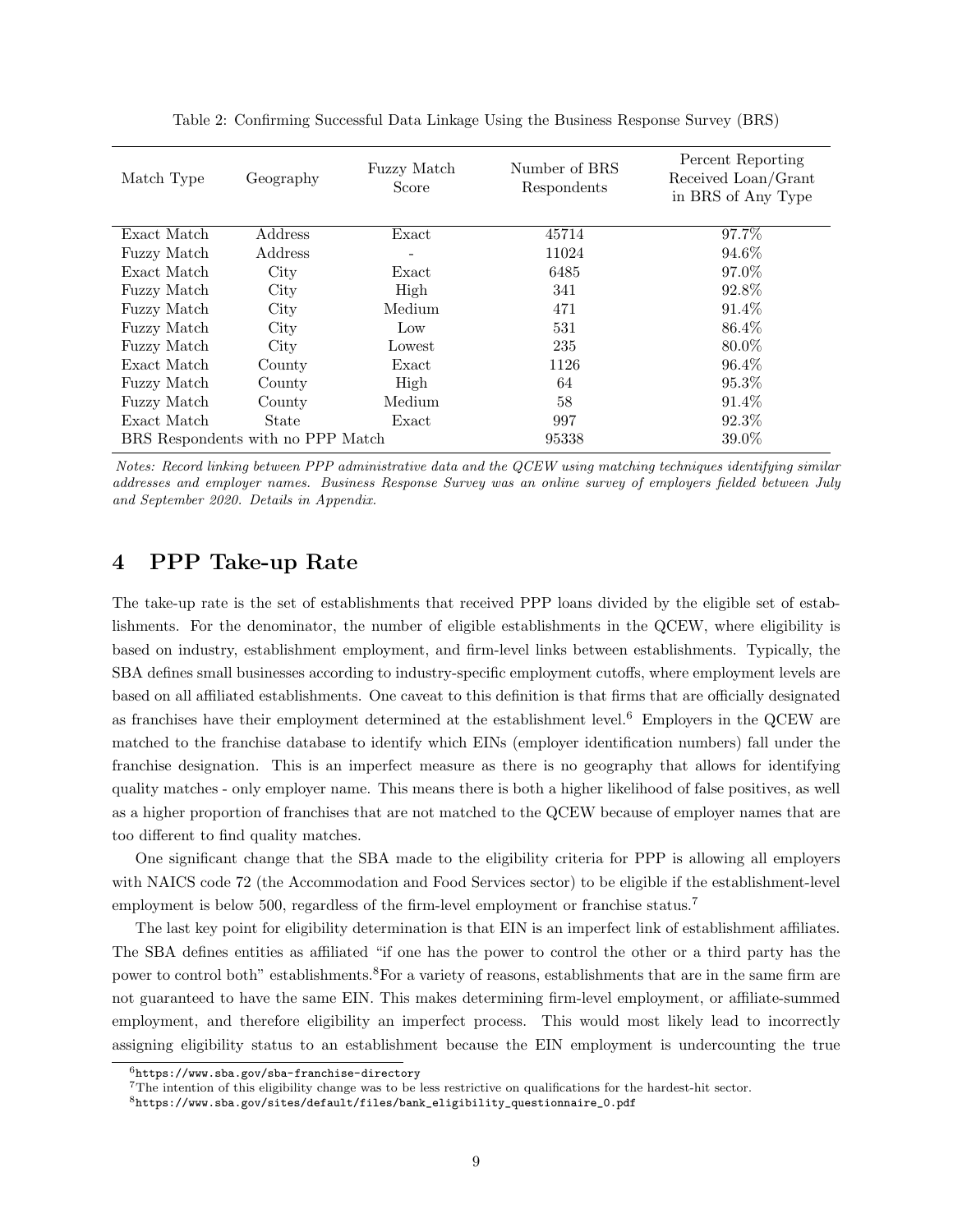Table 2: Confirming Successful Data Linkage Using the Business Response Survey (BRS)

| Match Type | Geography | Fuzzy Match Score | Number of BRS Respondents | Percent Reporting Received Loan/Grant in BRS of Any Type |
|---|---|---|---|---|
| Exact Match | Address | Exact | 45714 | 97.7% |
| Fuzzy Match | Address | - | 11024 | 94.6% |
| Exact Match | City | Exact | 6485 | 97.0% |
| Fuzzy Match | City | High | 341 | 92.8% |
| Fuzzy Match | City | Medium | 471 | 91.4% |
| Fuzzy Match | City | Low | 531 | 86.4% |
| Fuzzy Match | City | Lowest | 235 | 80.0% |
| Exact Match | County | Exact | 1126 | 96.4% |
| Fuzzy Match | County | High | 64 | 95.3% |
| Fuzzy Match | County | Medium | 58 | 91.4% |
| Exact Match | State | Exact | 997 | 92.3% |
| BRS Respondents with no PPP Match | | | 95338 | 39.0% |

*Notes: Record linking between PPP administrative data and the QCEW using matching techniques identifying similar addresses and employer names. Business Response Survey was an online survey of employers fielded between July and September 2020. Details in Appendix.*

## 4 PPP Take-up Rate

The take-up rate is the set of establishments that received PPP loans divided by the eligible set of establishments. For the denominator, the number of eligible establishments in the QCEW, where eligibility is based on industry, establishment employment, and firm-level links between establishments. Typically, the SBA defines small businesses according to industry-specific employment cutoffs, where employment levels are based on all affiliated establishments. One caveat to this definition is that firms that are officially designated as franchises have their employment determined at the establishment level.[6] Employers in the QCEW are matched to the franchise database to identify which EINs (employer identification numbers) fall under the franchise designation. This is an imperfect measure as there is no geography that allows for identifying quality matches - only employer name. This means there is both a higher likelihood of false positives, as well as a higher proportion of franchises that are not matched to the QCEW because of employer names that are too different to find quality matches.

One significant change that the SBA made to the eligibility criteria for PPP is allowing all employers with NAICS code 72 (the Accommodation and Food Services sector) to be eligible if the establishment-level employment is below 500, regardless of the firm-level employment or franchise status.[7]

The last key point for eligibility determination is that EIN is an imperfect link of establishment affiliates. The SBA defines entities as affiliated "if one has the power to control the other or a third party has the power to control both" establishments.[8]For a variety of reasons, establishments that are in the same firm are not guaranteed to have the same EIN. This makes determining firm-level employment, or affiliate-summed employment, and therefore eligibility an imperfect process. This would most likely lead to incorrectly assigning eligibility status to an establishment because the EIN employment is undercounting the true

[6] https://www.sba.gov/sba-franchise-directory

[7] The intention of this eligibility change was to be less restrictive on qualifications for the hardest-hit sector.

[8] https://www.sba.gov/sites/default/files/bank_eligibility_questionnaire_0.pdf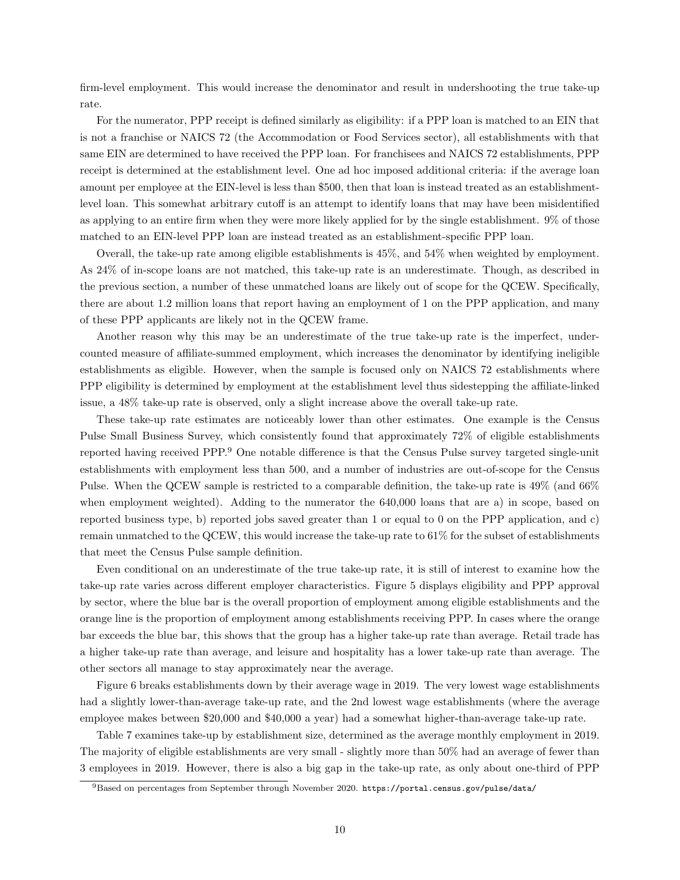firm-level employment. This would increase the denominator and result in undershooting the true take-up rate.

For the numerator, PPP receipt is defined similarly as eligibility: if a PPP loan is matched to an EIN that is not a franchise or NAICS 72 (the Accommodation or Food Services sector), all establishments with that same EIN are determined to have received the PPP loan. For franchisees and NAICS 72 establishments, PPP receipt is determined at the establishment level. One ad hoc imposed additional criteria: if the average loan amount per employee at the EIN-level is less than $500, then that loan is instead treated as an establishment-level loan. This somewhat arbitrary cutoff is an attempt to identify loans that may have been misidentified as applying to an entire firm when they were more likely applied for by the single establishment. 9% of those matched to an EIN-level PPP loan are instead treated as an establishment-specific PPP loan.

Overall, the take-up rate among eligible establishments is 45%, and 54% when weighted by employment. As 24% of in-scope loans are not matched, this take-up rate is an underestimate. Though, as described in the previous section, a number of these unmatched loans are likely out of scope for the QCEW. Specifically, there are about 1.2 million loans that report having an employment of 1 on the PPP application, and many of these PPP applicants are likely not in the QCEW frame.

Another reason why this may be an underestimate of the true take-up rate is the imperfect, undercounted measure of affiliate-summed employment, which increases the denominator by identifying ineligible establishments as eligible. However, when the sample is focused only on NAICS 72 establishments where PPP eligibility is determined by employment at the establishment level thus sidestepping the affiliate-linked issue, a 48% take-up rate is observed, only a slight increase above the overall take-up rate.

These take-up rate estimates are noticeably lower than other estimates. One example is the Census Pulse Small Business Survey, which consistently found that approximately 72% of eligible establishments reported having received PPP.[9] One notable difference is that the Census Pulse survey targeted single-unit establishments with employment less than 500, and a number of industries are out-of-scope for the Census Pulse. When the QCEW sample is restricted to a comparable definition, the take-up rate is 49% (and 66% when employment weighted). Adding to the numerator the 640,000 loans that are a) in scope, based on reported business type, b) reported jobs saved greater than 1 or equal to 0 on the PPP application, and c) remain unmatched to the QCEW, this would increase the take-up rate to 61% for the subset of establishments that meet the Census Pulse sample definition.

Even conditional on an underestimate of the true take-up rate, it is still of interest to examine how the take-up rate varies across different employer characteristics. Figure 5 displays eligibility and PPP approval by sector, where the blue bar is the overall proportion of employment among eligible establishments and the orange line is the proportion of employment among establishments receiving PPP. In cases where the orange bar exceeds the blue bar, this shows that the group has a higher take-up rate than average. Retail trade has a higher take-up rate than average, and leisure and hospitality has a lower take-up rate than average. The other sectors all manage to stay approximately near the average.

Figure 6 breaks establishments down by their average wage in 2019. The very lowest wage establishments had a slightly lower-than-average take-up rate, and the 2nd lowest wage establishments (where the average employee makes between $20,000 and $40,000 a year) had a somewhat higher-than-average take-up rate.

Table 7 examines take-up by establishment size, determined as the average monthly employment in 2019. The majority of eligible establishments are very small - slightly more than 50% had an average of fewer than 3 employees in 2019. However, there is also a big gap in the take-up rate, as only about one-third of PPP

[9] Based on percentages from September through November 2020. https://portal.census.gov/pulse/data/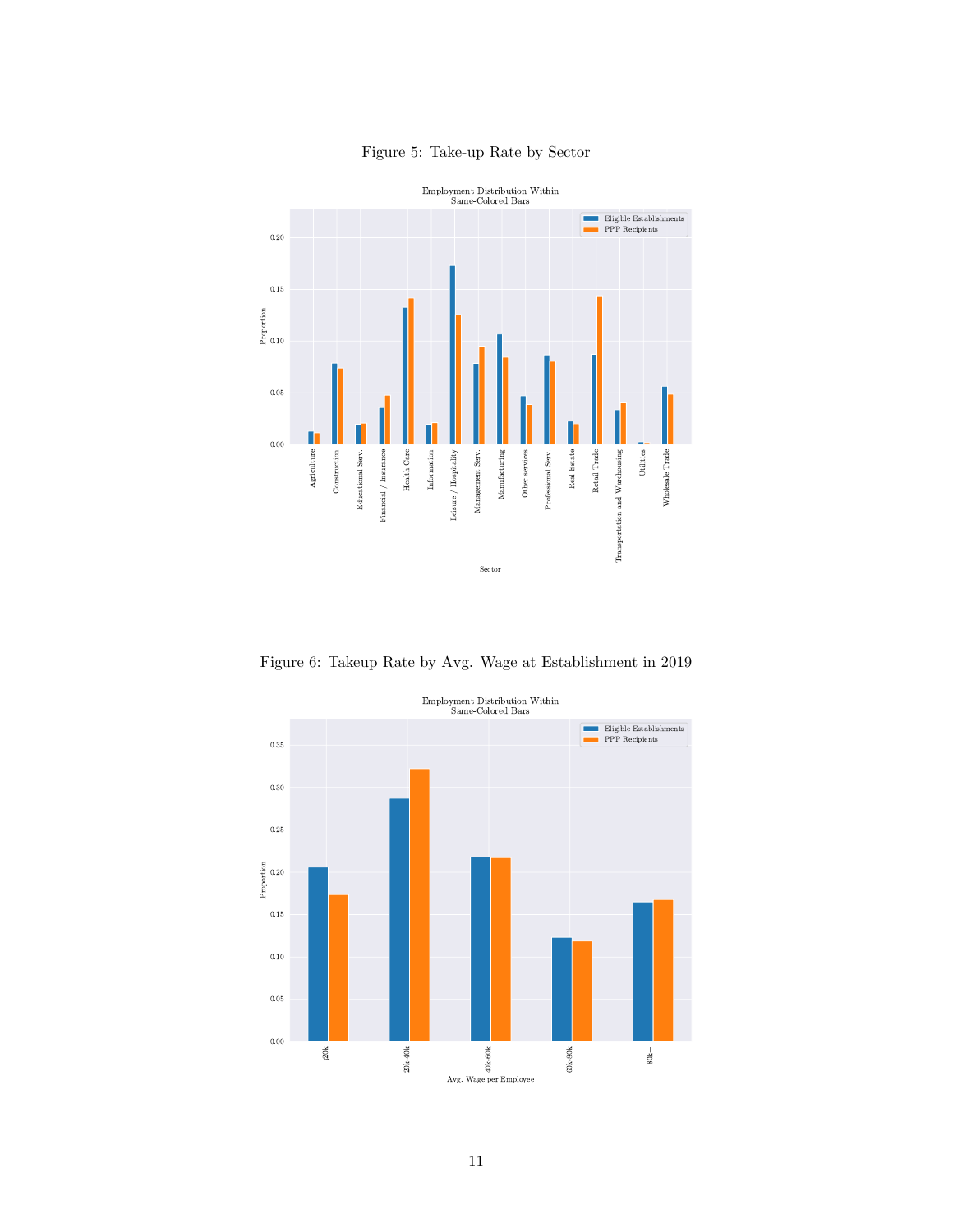Figure 5: Take-up Rate by Sector

Figure 6: Takeup Rate by Avg. Wage at Establishment in 2019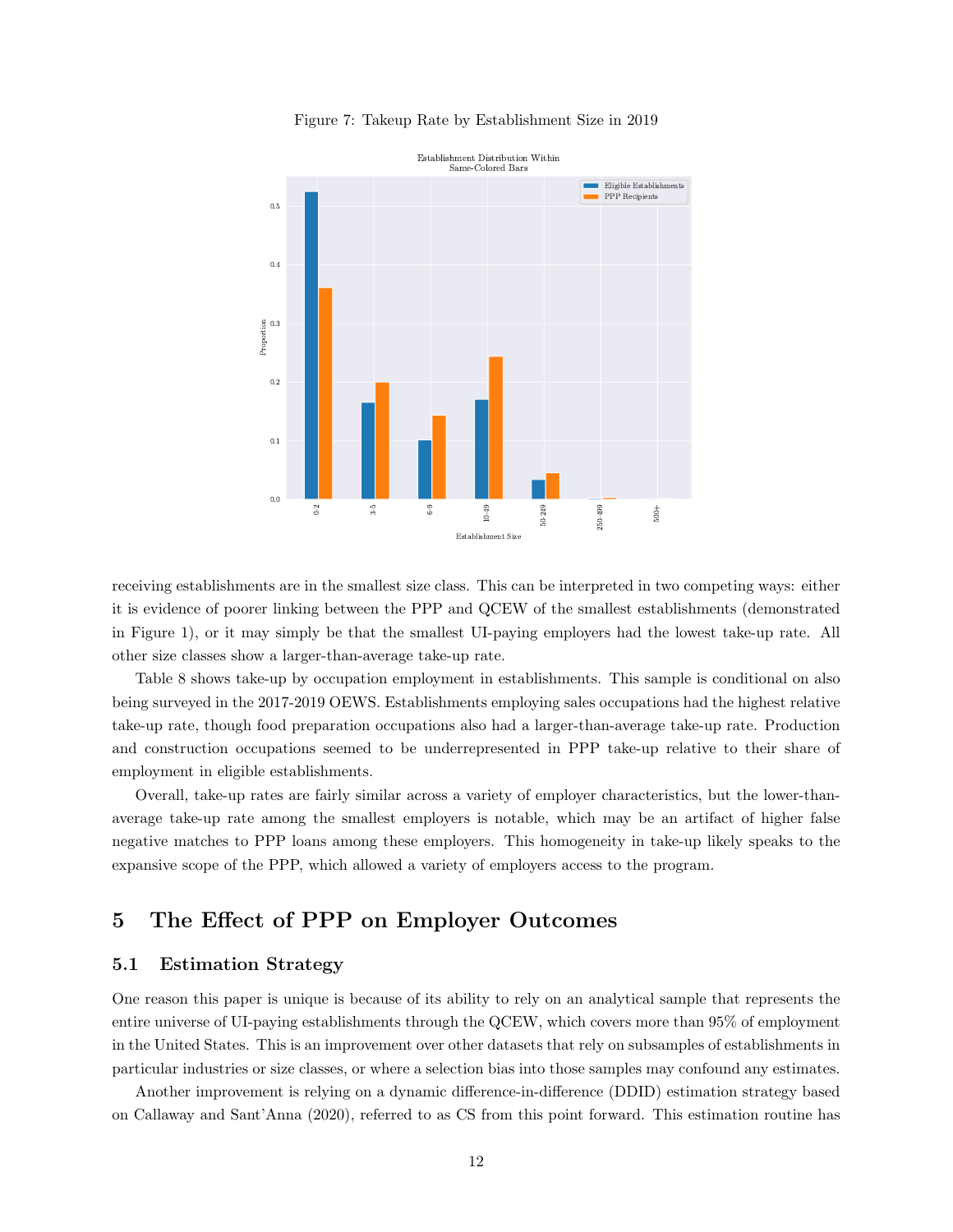Figure 7: Takeup Rate by Establishment Size in 2019

receiving establishments are in the smallest size class. This can be interpreted in two competing ways: either it is evidence of poorer linking between the PPP and QCEW of the smallest establishments (demonstrated in Figure 1), or it may simply be that the smallest UI-paying employers had the lowest take-up rate. All other size classes show a larger-than-average take-up rate.

Table 8 shows take-up by occupation employment in establishments. This sample is conditional on also being surveyed in the 2017-2019 OEWS. Establishments employing sales occupations had the highest relative take-up rate, though food preparation occupations also had a larger-than-average take-up rate. Production and construction occupations seemed to be underrepresented in PPP take-up relative to their share of employment in eligible establishments.

Overall, take-up rates are fairly similar across a variety of employer characteristics, but the lower-than-average take-up rate among the smallest employers is notable, which may be an artifact of higher false negative matches to PPP loans among these employers. This homogeneity in take-up likely speaks to the expansive scope of the PPP, which allowed a variety of employers access to the program.

# 5 The Effect of PPP on Employer Outcomes

## 5.1 Estimation Strategy

One reason this paper is unique is because of its ability to rely on an analytical sample that represents the entire universe of UI-paying establishments through the QCEW, which covers more than 95% of employment in the United States. This is an improvement over other datasets that rely on subsamples of establishments in particular industries or size classes, or where a selection bias into those samples may confound any estimates.

Another improvement is relying on a dynamic difference-in-difference (DDID) estimation strategy based on Callaway and Sant'Anna (2020), referred to as CS from this point forward. This estimation routine has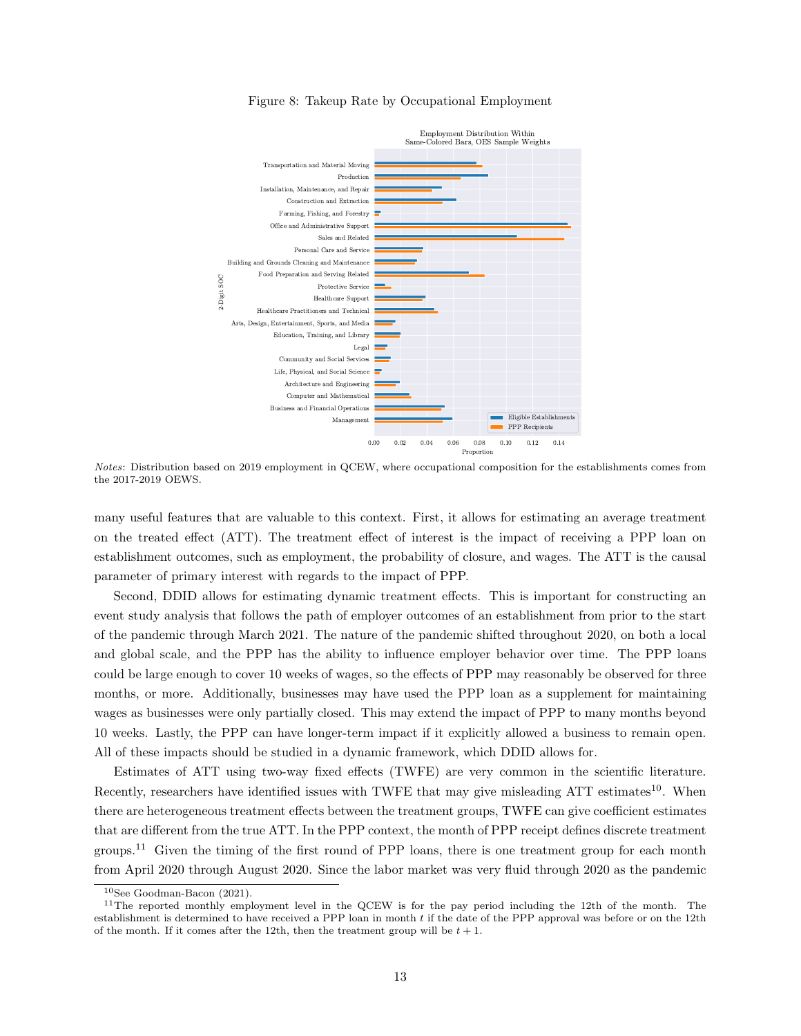Figure 8: Takeup Rate by Occupational Employment

*Notes*: Distribution based on 2019 employment in QCEW, where occupational composition for the establishments comes from the 2017-2019 OEWS.

many useful features that are valuable to this context. First, it allows for estimating an average treatment on the treated effect (ATT). The treatment effect of interest is the impact of receiving a PPP loan on establishment outcomes, such as employment, the probability of closure, and wages. The ATT is the causal parameter of primary interest with regards to the impact of PPP.

Second, DDID allows for estimating dynamic treatment effects. This is important for constructing an event study analysis that follows the path of employer outcomes of an establishment from prior to the start of the pandemic through March 2021. The nature of the pandemic shifted throughout 2020, on both a local and global scale, and the PPP has the ability to influence employer behavior over time. The PPP loans could be large enough to cover 10 weeks of wages, so the effects of PPP may reasonably be observed for three months, or more. Additionally, businesses may have used the PPP loan as a supplement for maintaining wages as businesses were only partially closed. This may extend the impact of PPP to many months beyond 10 weeks. Lastly, the PPP can have longer-term impact if it explicitly allowed a business to remain open. All of these impacts should be studied in a dynamic framework, which DDID allows for.

Estimates of ATT using two-way fixed effects (TWFE) are very common in the scientific literature. Recently, researchers have identified issues with TWFE that may give misleading ATT estimates[10]. When there are heterogeneous treatment effects between the treatment groups, TWFE can give coefficient estimates that are different from the true ATT. In the PPP context, the month of PPP receipt defines discrete treatment groups.[11] Given the timing of the first round of PPP loans, there is one treatment group for each month from April 2020 through August 2020. Since the labor market was very fluid through 2020 as the pandemic

[10] See Goodman-Bacon (2021).

[11] The reported monthly employment level in the QCEW is for the pay period including the 12th of the month. The establishment is determined to have received a PPP loan in month $t$ if the date of the PPP approval was before or on the 12th of the month. If it comes after the 12th, then the treatment group will be $t + 1$.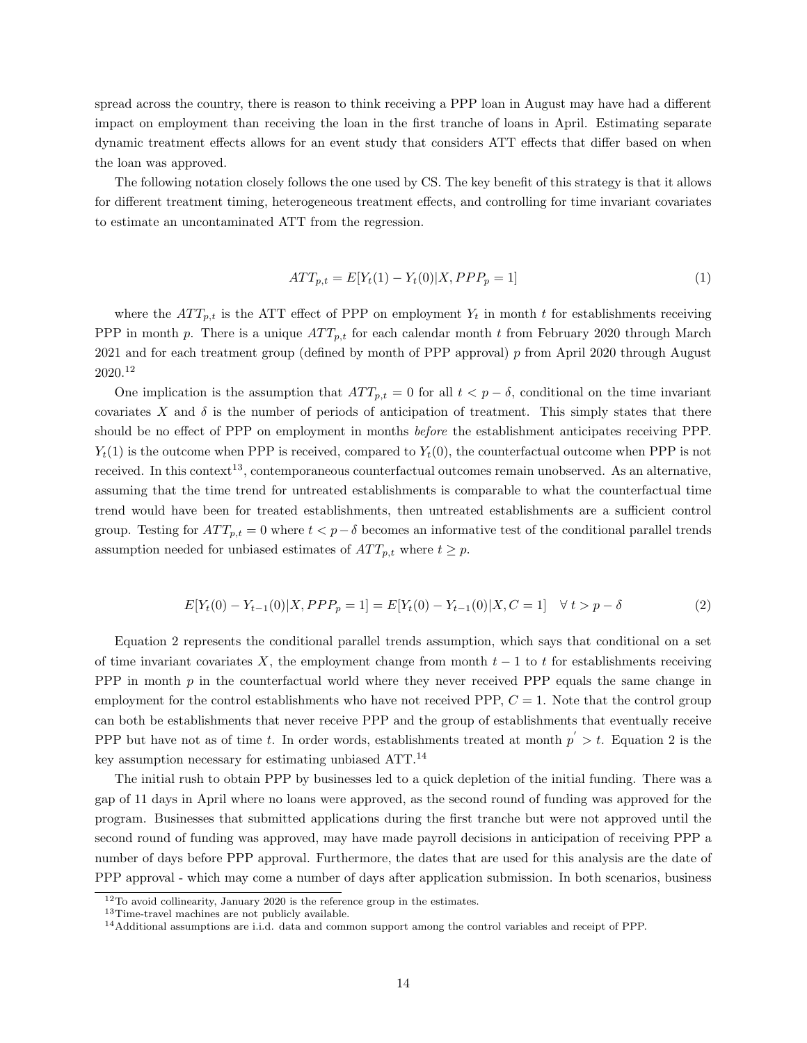spread across the country, there is reason to think receiving a PPP loan in August may have had a different impact on employment than receiving the loan in the first tranche of loans in April. Estimating separate dynamic treatment effects allows for an event study that considers ATT effects that differ based on when the loan was approved.

The following notation closely follows the one used by CS. The key benefit of this strategy is that it allows for different treatment timing, heterogeneous treatment effects, and controlling for time invariant covariates to estimate an uncontaminated ATT from the regression.

$$ATT_{p,t} = E[Y_t(1) - Y_t(0)|X, PPP_p = 1] \tag{1}$$

where the $ATT_{p,t}$ is the ATT effect of PPP on employment $Y_t$ in month $t$ for establishments receiving PPP in month $p$. There is a unique $ATT_{p,t}$ for each calendar month $t$ from February 2020 through March 2021 and for each treatment group (defined by month of PPP approval) $p$ from April 2020 through August 2020.[12]

One implication is the assumption that $ATT_{p,t} = 0$ for all $t < p - \delta$, conditional on the time invariant covariates $X$ and $\delta$ is the number of periods of anticipation of treatment. This simply states that there should be no effect of PPP on employment in months *before* the establishment anticipates receiving PPP. $Y_t(1)$ is the outcome when PPP is received, compared to $Y_t(0)$, the counterfactual outcome when PPP is not received. In this context[13], contemporaneous counterfactual outcomes remain unobserved. As an alternative, assuming that the time trend for untreated establishments is comparable to what the counterfactual time trend would have been for treated establishments, then untreated establishments are a sufficient control group. Testing for $ATT_{p,t} = 0$ where $t < p - \delta$ becomes an informative test of the conditional parallel trends assumption needed for unbiased estimates of $ATT_{p,t}$ where $t \geq p$.

$$E[Y_t(0) - Y_{t-1}(0)|X, PPP_p = 1] = E[Y_t(0) - Y_{t-1}(0)|X, C = 1] \quad \forall\, t > p - \delta \tag{2}$$

Equation 2 represents the conditional parallel trends assumption, which says that conditional on a set of time invariant covariates $X$, the employment change from month $t-1$ to $t$ for establishments receiving PPP in month $p$ in the counterfactual world where they never received PPP equals the same change in employment for the control establishments who have not received PPP, $C = 1$. Note that the control group can both be establishments that never receive PPP and the group of establishments that eventually receive PPP but have not as of time $t$. In order words, establishments treated at month $p' > t$. Equation 2 is the key assumption necessary for estimating unbiased ATT.[14]

The initial rush to obtain PPP by businesses led to a quick depletion of the initial funding. There was a gap of 11 days in April where no loans were approved, as the second round of funding was approved for the program. Businesses that submitted applications during the first tranche but were not approved until the second round of funding was approved, may have made payroll decisions in anticipation of receiving PPP a number of days before PPP approval. Furthermore, the dates that are used for this analysis are the date of PPP approval - which may come a number of days after application submission. In both scenarios, business

[12] To avoid collinearity, January 2020 is the reference group in the estimates.

[13] Time-travel machines are not publicly available.

[14] Additional assumptions are i.i.d. data and common support among the control variables and receipt of PPP.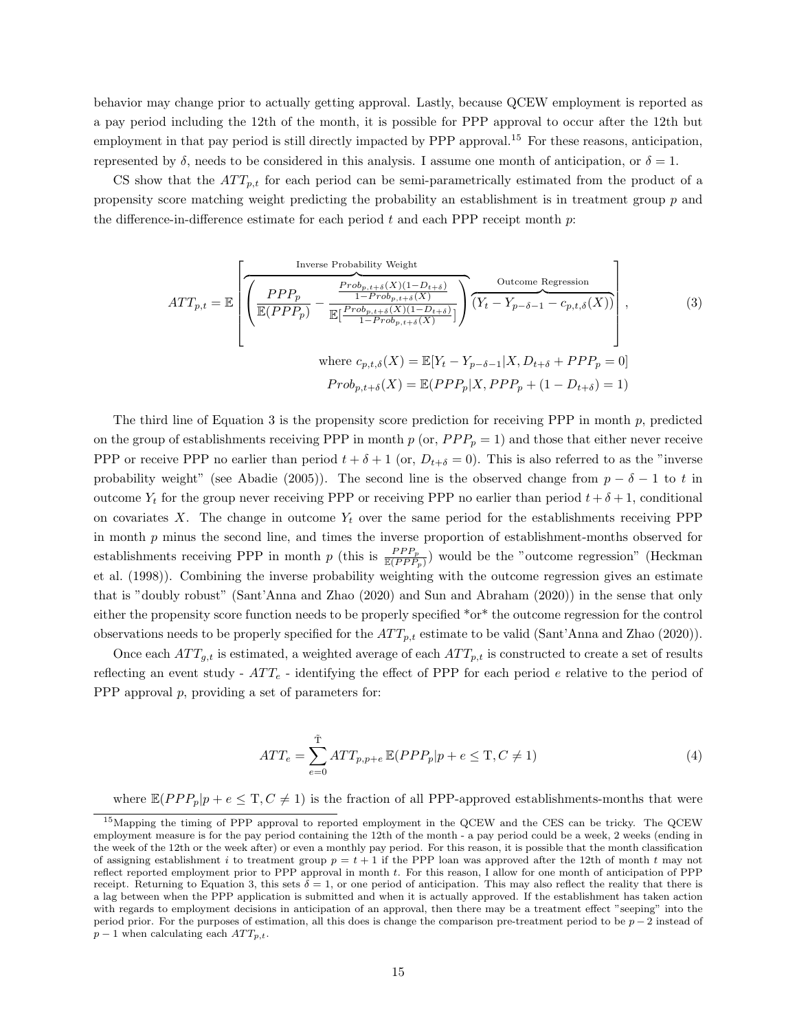behavior may change prior to actually getting approval. Lastly, because QCEW employment is reported as a pay period including the 12th of the month, it is possible for PPP approval to occur after the 12th but employment in that pay period is still directly impacted by PPP approval.[15] For these reasons, anticipation, represented by $\delta$, needs to be considered in this analysis. I assume one month of anticipation, or $\delta = 1$.

CS show that the $ATT_{p,t}$ for each period can be semi-parametrically estimated from the product of a propensity score matching weight predicting the probability an establishment is in treatment group $p$ and the difference-in-difference estimate for each period $t$ and each PPP receipt month $p$:

$$ATT_{p,t} = \mathbb{E}\left[\overbrace{\left(\frac{PPP_p}{\mathbb{E}(PPP_p)} - \frac{\frac{Prob_{p,t+\delta}(X)(1-D_{t+\delta})}{1-Prob_{p,t+\delta}(X)}}{\mathbb{E}\left[\frac{Prob_{p,t+\delta}(X)(1-D_{t+\delta})}{1-Prob_{p,t+\delta}(X)}\right]}\right)}^{\text{Inverse Probability Weight}} \overbrace{(Y_t - Y_{p-\delta-1} - c_{p,t,\delta}(X))}^{\text{Outcome Regression}}\right], \tag{3}$$

$$\text{where } c_{p,t,\delta}(X) = \mathbb{E}[Y_t - Y_{p-\delta-1}|X, D_{t+\delta} + PPP_p = 0]$$

$$Prob_{p,t+\delta}(X) = \mathbb{E}(PPP_p|X, PPP_p + (1 - D_{t+\delta}) = 1)$$

The third line of Equation 3 is the propensity score prediction for receiving PPP in month $p$, predicted on the group of establishments receiving PPP in month $p$ (or, $PPP_p = 1$) and those that either never receive PPP or receive PPP no earlier than period $t + \delta + 1$ (or, $D_{t+\delta} = 0$). This is also referred to as the "inverse probability weight" (see Abadie (2005)). The second line is the observed change from $p - \delta - 1$ to $t$ in outcome $Y_t$ for the group never receiving PPP or receiving PPP no earlier than period $t + \delta + 1$, conditional on covariates $X$. The change in outcome $Y_t$ over the same period for the establishments receiving PPP in month $p$ minus the second line, and times the inverse proportion of establishment-months observed for establishments receiving PPP in month $p$ (this is $\frac{PPP_p}{\mathbb{E}(PPP_p)}$) would be the "outcome regression" (Heckman et al. (1998)). Combining the inverse probability weighting with the outcome regression gives an estimate that is "doubly robust" (Sant'Anna and Zhao (2020) and Sun and Abraham (2020)) in the sense that only either the propensity score function needs to be properly specified *or* the outcome regression for the control observations needs to be properly specified for the $ATT_{p,t}$ estimate to be valid (Sant'Anna and Zhao (2020)).

Once each $ATT_{g,t}$ is estimated, a weighted average of each $ATT_{p,t}$ is constructed to create a set of results reflecting an event study - $ATT_e$ - identifying the effect of PPP for each period $e$ relative to the period of PPP approval $p$, providing a set of parameters for:

$$ATT_e = \sum_{e=0}^{\bar{\mathrm{T}}} ATT_{p,p+e}\, \mathbb{E}(PPP_p|p + e \leq \mathrm{T}, C \neq 1) \tag{4}$$

where $\mathbb{E}(PPP_p|p + e \leq \mathrm{T}, C \neq 1)$ is the fraction of all PPP-approved establishments-months that were

[15] Mapping the timing of PPP approval to reported employment in the QCEW and the CES can be tricky. The QCEW employment measure is for the pay period containing the 12th of the month - a pay period could be a week, 2 weeks (ending in the week of the 12th or the week after) or even a monthly pay period. For this reason, it is possible that the month classification of assigning establishment $i$ to treatment group $p = t + 1$ if the PPP loan was approved after the 12th of month $t$ may not reflect reported employment prior to PPP approval in month $t$. For this reason, I allow for one month of anticipation of PPP receipt. Returning to Equation 3, this sets $\delta = 1$, or one period of anticipation. This may also reflect the reality that there is a lag between when the PPP application is submitted and when it is actually approved. If the establishment has taken action with regards to employment decisions in anticipation of an approval, then there may be a treatment effect "seeping" into the period prior. For the purposes of estimation, all this does is change the comparison pre-treatment period to be $p - 2$ instead of $p - 1$ when calculating each $ATT_{p,t}$.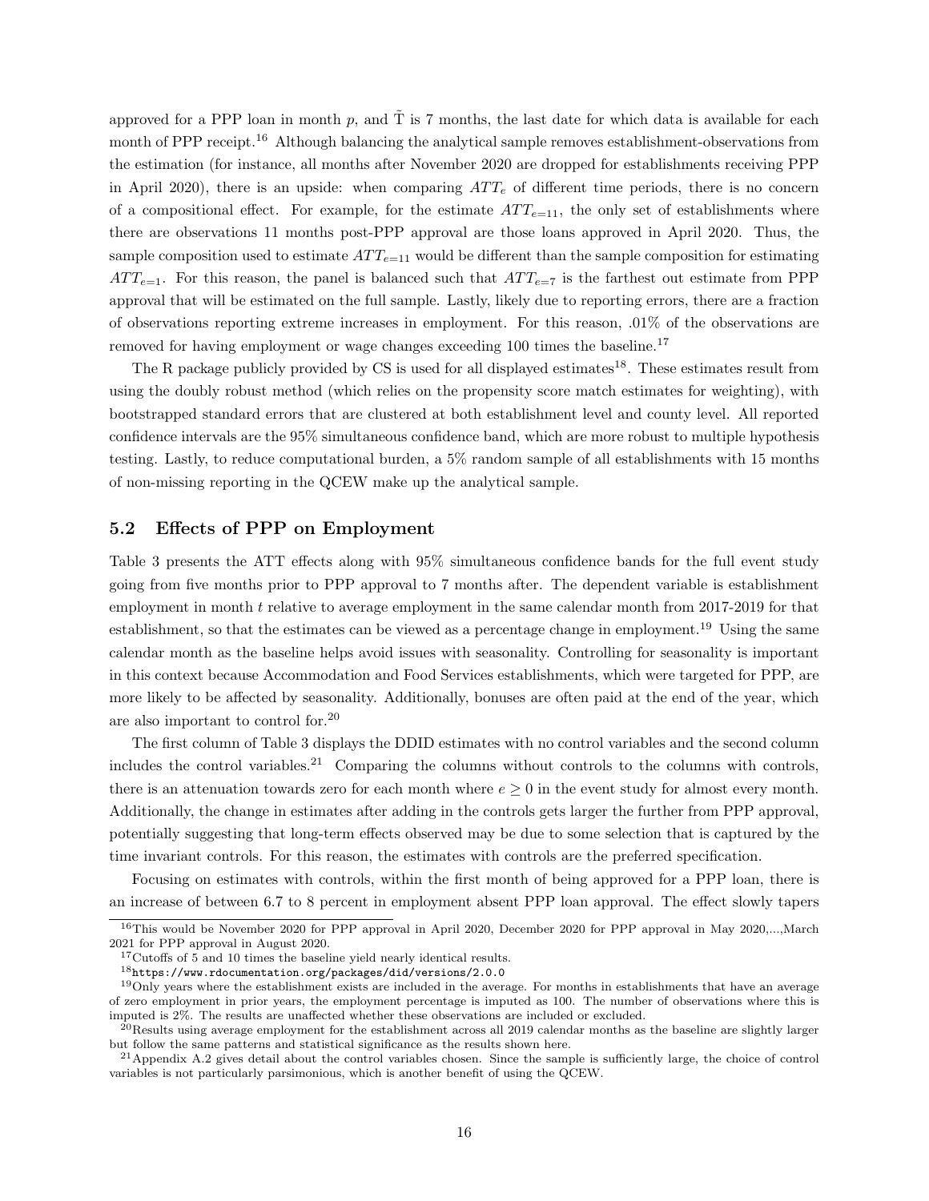approved for a PPP loan in month $p$, and $\tilde{\text{T}}$ is 7 months, the last date for which data is available for each month of PPP receipt.[16] Although balancing the analytical sample removes establishment-observations from the estimation (for instance, all months after November 2020 are dropped for establishments receiving PPP in April 2020), there is an upside: when comparing $ATT_e$ of different time periods, there is no concern of a compositional effect. For example, for the estimate $ATT_{e=11}$, the only set of establishments where there are observations 11 months post-PPP approval are those loans approved in April 2020. Thus, the sample composition used to estimate $ATT_{e=11}$ would be different than the sample composition for estimating $ATT_{e=1}$. For this reason, the panel is balanced such that $ATT_{e=7}$ is the farthest out estimate from PPP approval that will be estimated on the full sample. Lastly, likely due to reporting errors, there are a fraction of observations reporting extreme increases in employment. For this reason, .01% of the observations are removed for having employment or wage changes exceeding 100 times the baseline.[17]

The R package publicly provided by CS is used for all displayed estimates[18]. These estimates result from using the doubly robust method (which relies on the propensity score match estimates for weighting), with bootstrapped standard errors that are clustered at both establishment level and county level. All reported confidence intervals are the 95% simultaneous confidence band, which are more robust to multiple hypothesis testing. Lastly, to reduce computational burden, a 5% random sample of all establishments with 15 months of non-missing reporting in the QCEW make up the analytical sample.

## 5.2 Effects of PPP on Employment

Table 3 presents the ATT effects along with 95% simultaneous confidence bands for the full event study going from five months prior to PPP approval to 7 months after. The dependent variable is establishment employment in month $t$ relative to average employment in the same calendar month from 2017-2019 for that establishment, so that the estimates can be viewed as a percentage change in employment.[19] Using the same calendar month as the baseline helps avoid issues with seasonality. Controlling for seasonality is important in this context because Accommodation and Food Services establishments, which were targeted for PPP, are more likely to be affected by seasonality. Additionally, bonuses are often paid at the end of the year, which are also important to control for.[20]

The first column of Table 3 displays the DDID estimates with no control variables and the second column includes the control variables.[21] Comparing the columns without controls to the columns with controls, there is an attenuation towards zero for each month where $e \geq 0$ in the event study for almost every month. Additionally, the change in estimates after adding in the controls gets larger the further from PPP approval, potentially suggesting that long-term effects observed may be due to some selection that is captured by the time invariant controls. For this reason, the estimates with controls are the preferred specification.

Focusing on estimates with controls, within the first month of being approved for a PPP loan, there is an increase of between 6.7 to 8 percent in employment absent PPP loan approval. The effect slowly tapers

[16] This would be November 2020 for PPP approval in April 2020, December 2020 for PPP approval in May 2020,...,March 2021 for PPP approval in August 2020.

[17] Cutoffs of 5 and 10 times the baseline yield nearly identical results.

[18] https://www.rdocumentation.org/packages/did/versions/2.0.0

[19] Only years where the establishment exists are included in the average. For months in establishments that have an average of zero employment in prior years, the employment percentage is imputed as 100. The number of observations where this is imputed is 2%. The results are unaffected whether these observations are included or excluded.

[20] Results using average employment for the establishment across all 2019 calendar months as the baseline are slightly larger but follow the same patterns and statistical significance as the results shown here.

[21] Appendix A.2 gives detail about the control variables chosen. Since the sample is sufficiently large, the choice of control variables is not particularly parsimonious, which is another benefit of using the QCEW.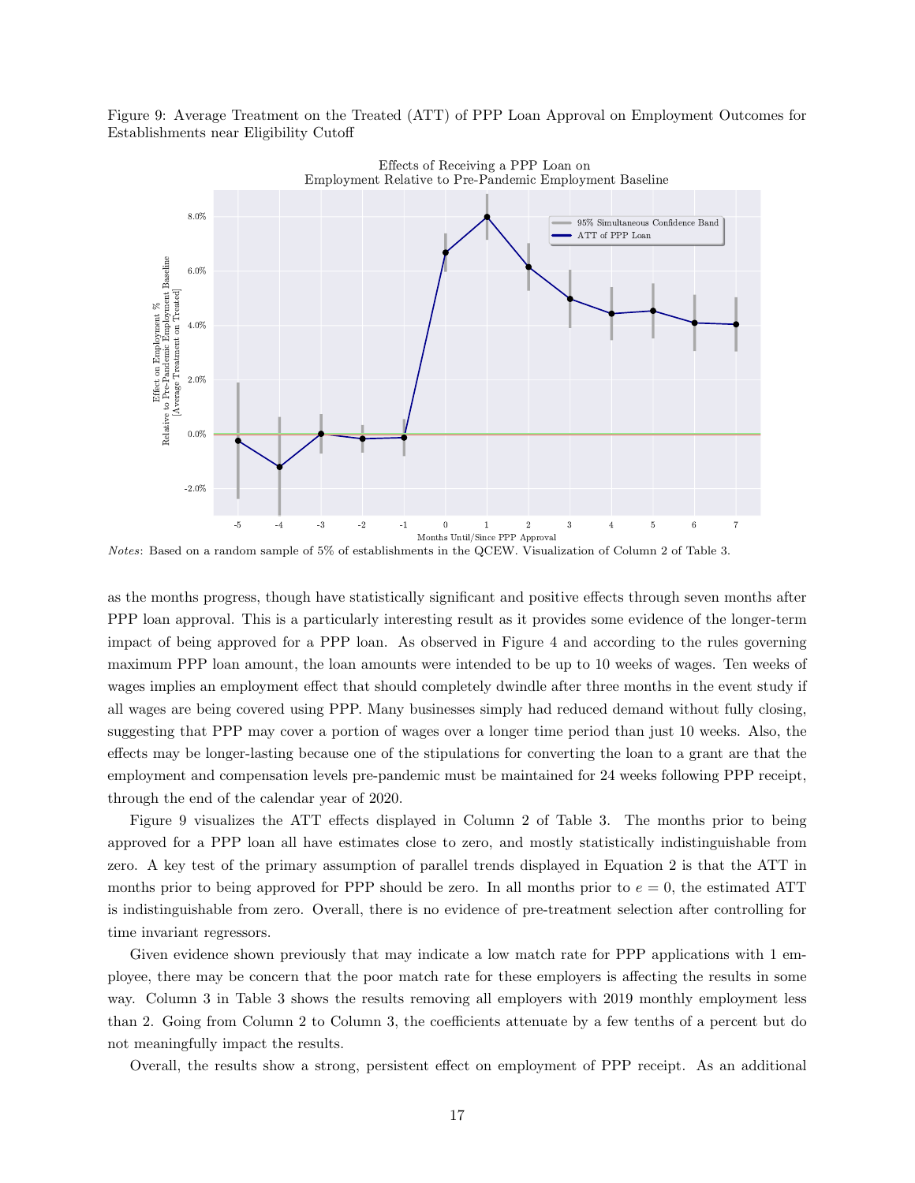Figure 9: Average Treatment on the Treated (ATT) of PPP Loan Approval on Employment Outcomes for Establishments near Eligibility Cutoff

*Notes*: Based on a random sample of 5% of establishments in the QCEW. Visualization of Column 2 of Table 3.

as the months progress, though have statistically significant and positive effects through seven months after PPP loan approval. This is a particularly interesting result as it provides some evidence of the longer-term impact of being approved for a PPP loan. As observed in Figure 4 and according to the rules governing maximum PPP loan amount, the loan amounts were intended to be up to 10 weeks of wages. Ten weeks of wages implies an employment effect that should completely dwindle after three months in the event study if all wages are being covered using PPP. Many businesses simply had reduced demand without fully closing, suggesting that PPP may cover a portion of wages over a longer time period than just 10 weeks. Also, the effects may be longer-lasting because one of the stipulations for converting the loan to a grant are that the employment and compensation levels pre-pandemic must be maintained for 24 weeks following PPP receipt, through the end of the calendar year of 2020.

Figure 9 visualizes the ATT effects displayed in Column 2 of Table 3. The months prior to being approved for a PPP loan all have estimates close to zero, and mostly statistically indistinguishable from zero. A key test of the primary assumption of parallel trends displayed in Equation 2 is that the ATT in months prior to being approved for PPP should be zero. In all months prior to $e = 0$, the estimated ATT is indistinguishable from zero. Overall, there is no evidence of pre-treatment selection after controlling for time invariant regressors.

Given evidence shown previously that may indicate a low match rate for PPP applications with 1 employee, there may be concern that the poor match rate for these employers is affecting the results in some way. Column 3 in Table 3 shows the results removing all employers with 2019 monthly employment less than 2. Going from Column 2 to Column 3, the coefficients attenuate by a few tenths of a percent but do not meaningfully impact the results.

Overall, the results show a strong, persistent effect on employment of PPP receipt. As an additional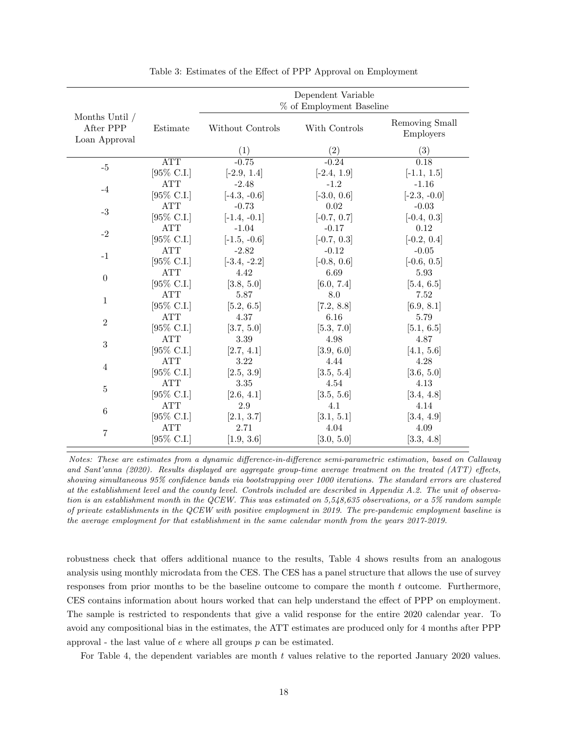Table 3: Estimates of the Effect of PPP Approval on Employment

| Months Until / After PPP Loan Approval | Estimate | Dependent Variable % of Employment Baseline | | |
|---|---|---|---|---|
| | | Without Controls | With Controls | Removing Small Employers |
| | | (1) | (2) | (3) |
| -5 | ATT | -0.75 | -0.24 | 0.18 |
| | [95% C.I.] | [-2.9, 1.4] | [-2.4, 1.9] | [-1.1, 1.5] |
| -4 | ATT | -2.48 | -1.2 | -1.16 |
| | [95% C.I.] | [-4.3, -0.6] | [-3.0, 0.6] | [-2.3, -0.0] |
| -3 | ATT | -0.73 | 0.02 | -0.03 |
| | [95% C.I.] | [-1.4, -0.1] | [-0.7, 0.7] | [-0.4, 0.3] |
| -2 | ATT | -1.04 | -0.17 | 0.12 |
| | [95% C.I.] | [-1.5, -0.6] | [-0.7, 0.3] | [-0.2, 0.4] |
| -1 | ATT | -2.82 | -0.12 | -0.05 |
| | [95% C.I.] | [-3.4, -2.2] | [-0.8, 0.6] | [-0.6, 0.5] |
| 0 | ATT | 4.42 | 6.69 | 5.93 |
| | [95% C.I.] | [3.8, 5.0] | [6.0, 7.4] | [5.4, 6.5] |
| 1 | ATT | 5.87 | 8.0 | 7.52 |
| | [95% C.I.] | [5.2, 6.5] | [7.2, 8.8] | [6.9, 8.1] |
| 2 | ATT | 4.37 | 6.16 | 5.79 |
| | [95% C.I.] | [3.7, 5.0] | [5.3, 7.0] | [5.1, 6.5] |
| 3 | ATT | 3.39 | 4.98 | 4.87 |
| | [95% C.I.] | [2.7, 4.1] | [3.9, 6.0] | [4.1, 5.6] |
| 4 | ATT | 3.22 | 4.44 | 4.28 |
| | [95% C.I.] | [2.5, 3.9] | [3.5, 5.4] | [3.6, 5.0] |
| 5 | ATT | 3.35 | 4.54 | 4.13 |
| | [95% C.I.] | [2.6, 4.1] | [3.5, 5.6] | [3.4, 4.8] |
| 6 | ATT | 2.9 | 4.1 | 4.14 |
| | [95% C.I.] | [2.1, 3.7] | [3.1, 5.1] | [3.4, 4.9] |
| 7 | ATT | 2.71 | 4.04 | 4.09 |
| | [95% C.I.] | [1.9, 3.6] | [3.0, 5.0] | [3.3, 4.8] |

*Notes: These are estimates from a dynamic difference-in-difference semi-parametric estimation, based on Callaway and Sant'anna (2020). Results displayed are aggregate group-time average treatment on the treated (ATT) effects, showing simultaneous 95% confidence bands via bootstrapping over 1000 iterations. The standard errors are clustered at the establishment level and the county level. Controls included are described in Appendix A.2. The unit of observation is an establishment month in the QCEW. This was estimated on 5,548,635 observations, or a 5% random sample of private establishments in the QCEW with positive employment in 2019. The pre-pandemic employment baseline is the average employment for that establishment in the same calendar month from the years 2017-2019.*

robustness check that offers additional nuance to the results, Table 4 shows results from an analogous analysis using monthly microdata from the CES. The CES has a panel structure that allows the use of survey responses from prior months to be the baseline outcome to compare the month $t$ outcome. Furthermore, CES contains information about hours worked that can help understand the effect of PPP on employment. The sample is restricted to respondents that give a valid response for the entire 2020 calendar year. To avoid any compositional bias in the estimates, the ATT estimates are produced only for 4 months after PPP approval - the last value of $e$ where all groups $p$ can be estimated.

For Table 4, the dependent variables are month $t$ values relative to the reported January 2020 values.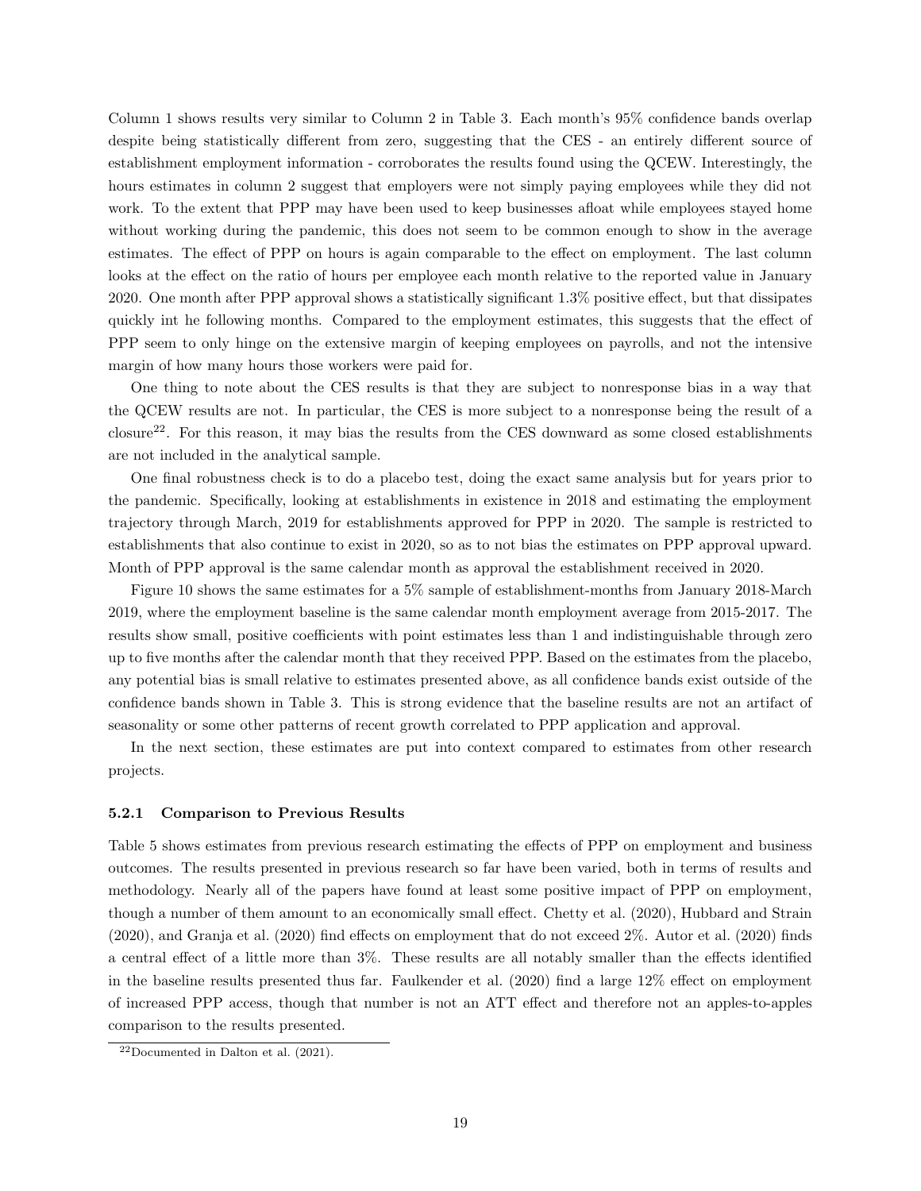Column 1 shows results very similar to Column 2 in Table 3. Each month's 95% confidence bands overlap despite being statistically different from zero, suggesting that the CES - an entirely different source of establishment employment information - corroborates the results found using the QCEW. Interestingly, the hours estimates in column 2 suggest that employers were not simply paying employees while they did not work. To the extent that PPP may have been used to keep businesses afloat while employees stayed home without working during the pandemic, this does not seem to be common enough to show in the average estimates. The effect of PPP on hours is again comparable to the effect on employment. The last column looks at the effect on the ratio of hours per employee each month relative to the reported value in January 2020. One month after PPP approval shows a statistically significant 1.3% positive effect, but that dissipates quickly int he following months. Compared to the employment estimates, this suggests that the effect of PPP seem to only hinge on the extensive margin of keeping employees on payrolls, and not the intensive margin of how many hours those workers were paid for.

One thing to note about the CES results is that they are subject to nonresponse bias in a way that the QCEW results are not. In particular, the CES is more subject to a nonresponse being the result of a closure[22]. For this reason, it may bias the results from the CES downward as some closed establishments are not included in the analytical sample.

One final robustness check is to do a placebo test, doing the exact same analysis but for years prior to the pandemic. Specifically, looking at establishments in existence in 2018 and estimating the employment trajectory through March, 2019 for establishments approved for PPP in 2020. The sample is restricted to establishments that also continue to exist in 2020, so as to not bias the estimates on PPP approval upward. Month of PPP approval is the same calendar month as approval the establishment received in 2020.

Figure 10 shows the same estimates for a 5% sample of establishment-months from January 2018-March 2019, where the employment baseline is the same calendar month employment average from 2015-2017. The results show small, positive coefficients with point estimates less than 1 and indistinguishable through zero up to five months after the calendar month that they received PPP. Based on the estimates from the placebo, any potential bias is small relative to estimates presented above, as all confidence bands exist outside of the confidence bands shown in Table 3. This is strong evidence that the baseline results are not an artifact of seasonality or some other patterns of recent growth correlated to PPP application and approval.

In the next section, these estimates are put into context compared to estimates from other research projects.

### 5.2.1 Comparison to Previous Results

Table 5 shows estimates from previous research estimating the effects of PPP on employment and business outcomes. The results presented in previous research so far have been varied, both in terms of results and methodology. Nearly all of the papers have found at least some positive impact of PPP on employment, though a number of them amount to an economically small effect. Chetty et al. (2020), Hubbard and Strain (2020), and Granja et al. (2020) find effects on employment that do not exceed 2%. Autor et al. (2020) finds a central effect of a little more than 3%. These results are all notably smaller than the effects identified in the baseline results presented thus far. Faulkender et al. (2020) find a large 12% effect on employment of increased PPP access, though that number is not an ATT effect and therefore not an apples-to-apples comparison to the results presented.

[22] Documented in Dalton et al. (2021).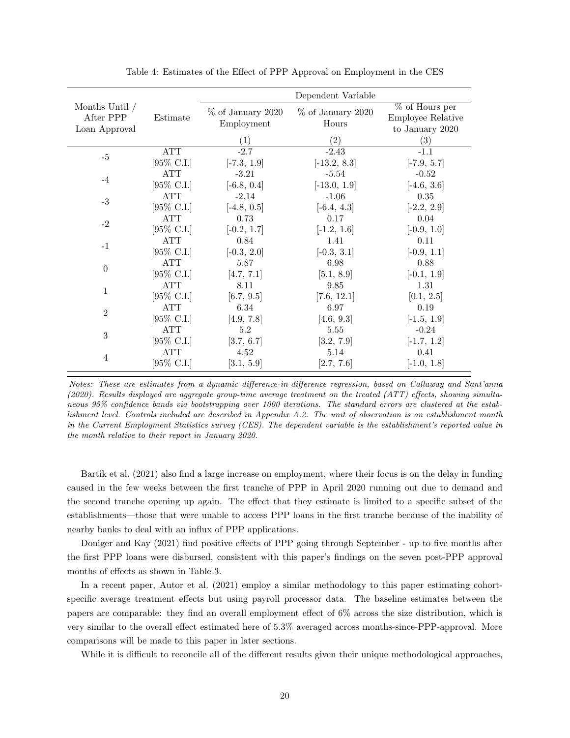Table 4: Estimates of the Effect of PPP Approval on Employment in the CES

| Months Until / After PPP Loan Approval | Estimate | Dependent Variable | | |
|---|---|---|---|---|
| | | % of January 2020 Employment | % of January 2020 Hours | % of Hours per Employee Relative to January 2020 |
| | | (1) | (2) | (3) |
| -5 | ATT | -2.7 | -2.43 | -1.1 |
| | [95% C.I.] | [-7.3, 1.9] | [-13.2, 8.3] | [-7.9, 5.7] |
| -4 | ATT | -3.21 | -5.54 | -0.52 |
| | [95% C.I.] | [-6.8, 0.4] | [-13.0, 1.9] | [-4.6, 3.6] |
| -3 | ATT | -2.14 | -1.06 | 0.35 |
| | [95% C.I.] | [-4.8, 0.5] | [-6.4, 4.3] | [-2.2, 2.9] |
| -2 | ATT | 0.73 | 0.17 | 0.04 |
| | [95% C.I.] | [-0.2, 1.7] | [-1.2, 1.6] | [-0.9, 1.0] |
| -1 | ATT | 0.84 | 1.41 | 0.11 |
| | [95% C.I.] | [-0.3, 2.0] | [-0.3, 3.1] | [-0.9, 1.1] |
| 0 | ATT | 5.87 | 6.98 | 0.88 |
| | [95% C.I.] | [4.7, 7.1] | [5.1, 8.9] | [-0.1, 1.9] |
| 1 | ATT | 8.11 | 9.85 | 1.31 |
| | [95% C.I.] | [6.7, 9.5] | [7.6, 12.1] | [0.1, 2.5] |
| 2 | ATT | 6.34 | 6.97 | 0.19 |
| | [95% C.I.] | [4.9, 7.8] | [4.6, 9.3] | [-1.5, 1.9] |
| 3 | ATT | 5.2 | 5.55 | -0.24 |
| | [95% C.I.] | [3.7, 6.7] | [3.2, 7.9] | [-1.7, 1.2] |
| 4 | ATT | 4.52 | 5.14 | 0.41 |
| | [95% C.I.] | [3.1, 5.9] | [2.7, 7.6] | [-1.0, 1.8] |

*Notes: These are estimates from a dynamic difference-in-difference regression, based on Callaway and Sant'anna (2020). Results displayed are aggregate group-time average treatment on the treated (ATT) effects, showing simultaneous 95% confidence bands via bootstrapping over 1000 iterations. The standard errors are clustered at the establishment level. Controls included are described in Appendix A.2. The unit of observation is an establishment month in the Current Employment Statistics survey (CES). The dependent variable is the establishment's reported value in the month relative to their report in January 2020.*

Bartik et al. (2021) also find a large increase on employment, where their focus is on the delay in funding caused in the few weeks between the first tranche of PPP in April 2020 running out due to demand and the second tranche opening up again. The effect that they estimate is limited to a specific subset of the establishments—those that were unable to access PPP loans in the first tranche because of the inability of nearby banks to deal with an influx of PPP applications.

Doniger and Kay (2021) find positive effects of PPP going through September - up to five months after the first PPP loans were disbursed, consistent with this paper's findings on the seven post-PPP approval months of effects as shown in Table 3.

In a recent paper, Autor et al. (2021) employ a similar methodology to this paper estimating cohort-specific average treatment effects but using payroll processor data. The baseline estimates between the papers are comparable: they find an overall employment effect of 6% across the size distribution, which is very similar to the overall effect estimated here of 5.3% averaged across months-since-PPP-approval. More comparisons will be made to this paper in later sections.

While it is difficult to reconcile all of the different results given their unique methodological approaches,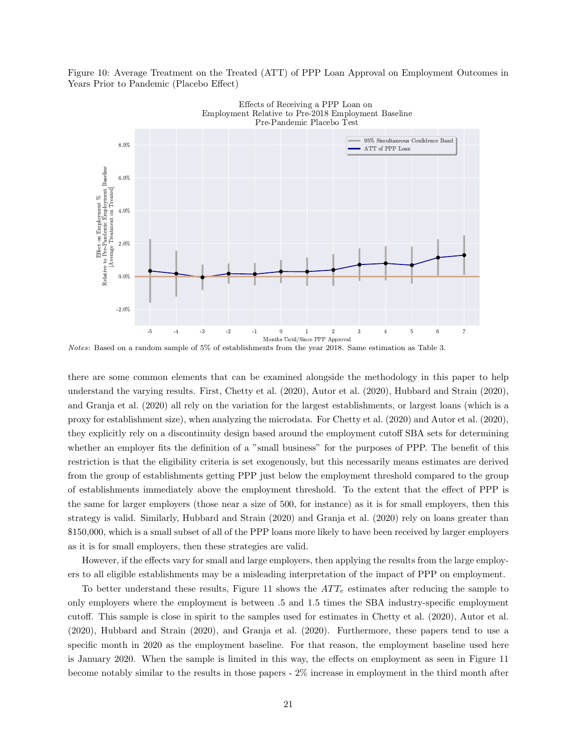Figure 10: Average Treatment on the Treated (ATT) of PPP Loan Approval on Employment Outcomes in Years Prior to Pandemic (Placebo Effect)

*Notes*: Based on a random sample of 5% of establishments from the year 2018. Same estimation as Table 3.

there are some common elements that can be examined alongside the methodology in this paper to help understand the varying results. First, Chetty et al. (2020), Autor et al. (2020), Hubbard and Strain (2020), and Granja et al. (2020) all rely on the variation for the largest establishments, or largest loans (which is a proxy for establishment size), when analyzing the microdata. For Chetty et al. (2020) and Autor et al. (2020), they explicitly rely on a discontinuity design based around the employment cutoff SBA sets for determining whether an employer fits the definition of a "small business" for the purposes of PPP. The benefit of this restriction is that the eligibility criteria is set exogenously, but this necessarily means estimates are derived from the group of establishments getting PPP just below the employment threshold compared to the group of establishments immediately above the employment threshold. To the extent that the effect of PPP is the same for larger employers (those near a size of 500, for instance) as it is for small employers, then this strategy is valid. Similarly, Hubbard and Strain (2020) and Granja et al. (2020) rely on loans greater than $150,000, which is a small subset of all of the PPP loans more likely to have been received by larger employers as it is for small employers, then these strategies are valid.

However, if the effects vary for small and large employers, then applying the results from the large employers to all eligible establishments may be a misleading interpretation of the impact of PPP on employment.

To better understand these results, Figure 11 shows the $ATT_e$ estimates after reducing the sample to only employers where the employment is between .5 and 1.5 times the SBA industry-specific employment cutoff. This sample is close in spirit to the samples used for estimates in Chetty et al. (2020), Autor et al. (2020), Hubbard and Strain (2020), and Granja et al. (2020). Furthermore, these papers tend to use a specific month in 2020 as the employment baseline. For that reason, the employment baseline used here is January 2020. When the sample is limited in this way, the effects on employment as seen in Figure 11 become notably similar to the results in those papers - 2% increase in employment in the third month after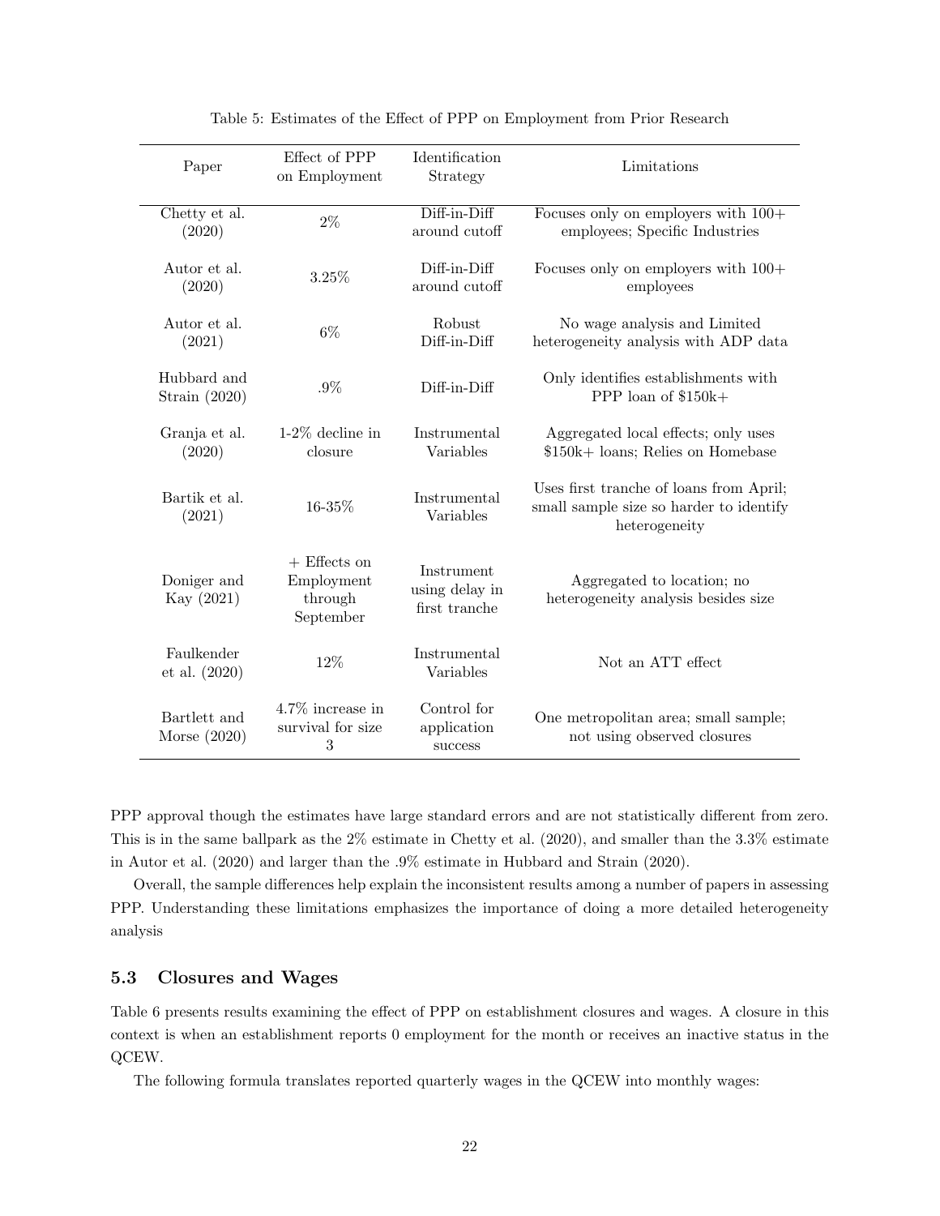Table 5: Estimates of the Effect of PPP on Employment from Prior Research

| Paper | Effect of PPP on Employment | Identification Strategy | Limitations |
|---|---|---|---|
| Chetty et al. (2020) | 2% | Diff-in-Diff around cutoff | Focuses only on employers with 100+ employees; Specific Industries |
| Autor et al. (2020) | 3.25% | Diff-in-Diff around cutoff | Focuses only on employers with 100+ employees |
| Autor et al. (2021) | 6% | Robust Diff-in-Diff | No wage analysis and Limited heterogeneity analysis with ADP data |
| Hubbard and Strain (2020) | .9% | Diff-in-Diff | Only identifies establishments with PPP loan of $150k+ |
| Granja et al. (2020) | 1-2% decline in closure | Instrumental Variables | Aggregated local effects; only uses $150k+ loans; Relies on Homebase |
| Bartik et al. (2021) | 16-35% | Instrumental Variables | Uses first tranche of loans from April; small sample size so harder to identify heterogeneity |
| Doniger and Kay (2021) | + Effects on Employment through September | Instrument using delay in first tranche | Aggregated to location; no heterogeneity analysis besides size |
| Faulkender et al. (2020) | 12% | Instrumental Variables | Not an ATT effect |
| Bartlett and Morse (2020) | 4.7% increase in survival for size 3 | Control for application success | One metropolitan area; small sample; not using observed closures |

PPP approval though the estimates have large standard errors and are not statistically different from zero. This is in the same ballpark as the 2% estimate in Chetty et al. (2020), and smaller than the 3.3% estimate in Autor et al. (2020) and larger than the .9% estimate in Hubbard and Strain (2020).

Overall, the sample differences help explain the inconsistent results among a number of papers in assessing PPP. Understanding these limitations emphasizes the importance of doing a more detailed heterogeneity analysis

### 5.3 Closures and Wages

Table 6 presents results examining the effect of PPP on establishment closures and wages. A closure in this context is when an establishment reports 0 employment for the month or receives an inactive status in the QCEW.

The following formula translates reported quarterly wages in the QCEW into monthly wages: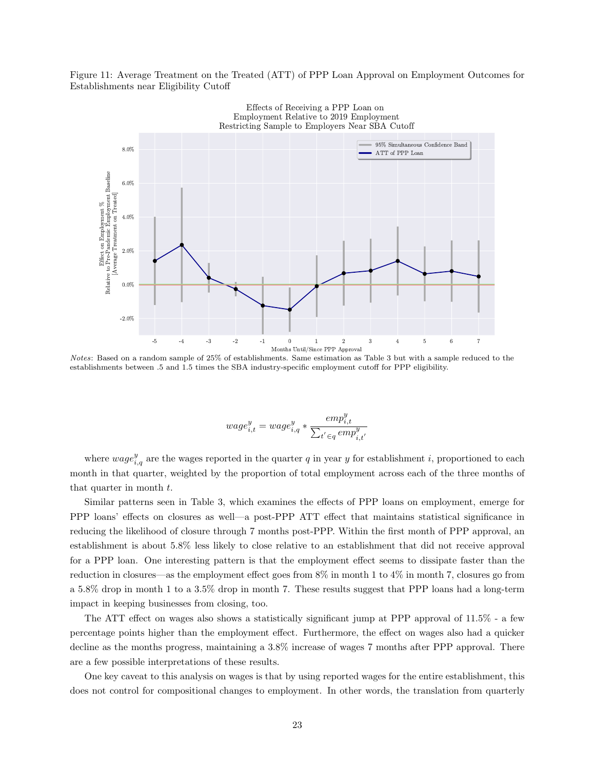Figure 11: Average Treatment on the Treated (ATT) of PPP Loan Approval on Employment Outcomes for Establishments near Eligibility Cutoff

*Notes*: Based on a random sample of 25% of establishments. Same estimation as Table 3 but with a sample reduced to the establishments between .5 and 1.5 times the SBA industry-specific employment cutoff for PPP eligibility.

$$wage^{y}_{i,t} = wage^{y}_{i,q} * \frac{emp^{y}_{i,t}}{\sum_{t' \in q} emp^{y}_{i,t'}}$$

where $wage^{y}_{i,q}$ are the wages reported in the quarter $q$ in year $y$ for establishment $i$, proportioned to each month in that quarter, weighted by the proportion of total employment across each of the three months of that quarter in month $t$.

Similar patterns seen in Table 3, which examines the effects of PPP loans on employment, emerge for PPP loans' effects on closures as well—a post-PPP ATT effect that maintains statistical significance in reducing the likelihood of closure through 7 months post-PPP. Within the first month of PPP approval, an establishment is about 5.8% less likely to close relative to an establishment that did not receive approval for a PPP loan. One interesting pattern is that the employment effect seems to dissipate faster than the reduction in closures—as the employment effect goes from 8% in month 1 to 4% in month 7, closures go from a 5.8% drop in month 1 to a 3.5% drop in month 7. These results suggest that PPP loans had a long-term impact in keeping businesses from closing, too.

The ATT effect on wages also shows a statistically significant jump at PPP approval of 11.5% - a few percentage points higher than the employment effect. Furthermore, the effect on wages also had a quicker decline as the months progress, maintaining a 3.8% increase of wages 7 months after PPP approval. There are a few possible interpretations of these results.

One key caveat to this analysis on wages is that by using reported wages for the entire establishment, this does not control for compositional changes to employment. In other words, the translation from quarterly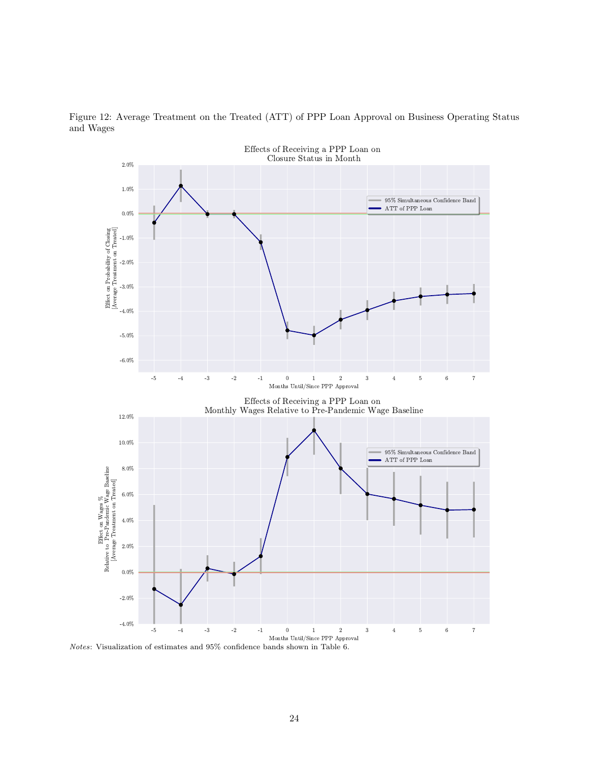Figure 12: Average Treatment on the Treated (ATT) of PPP Loan Approval on Business Operating Status and Wages

*Notes*: Visualization of estimates and 95% confidence bands shown in Table 6.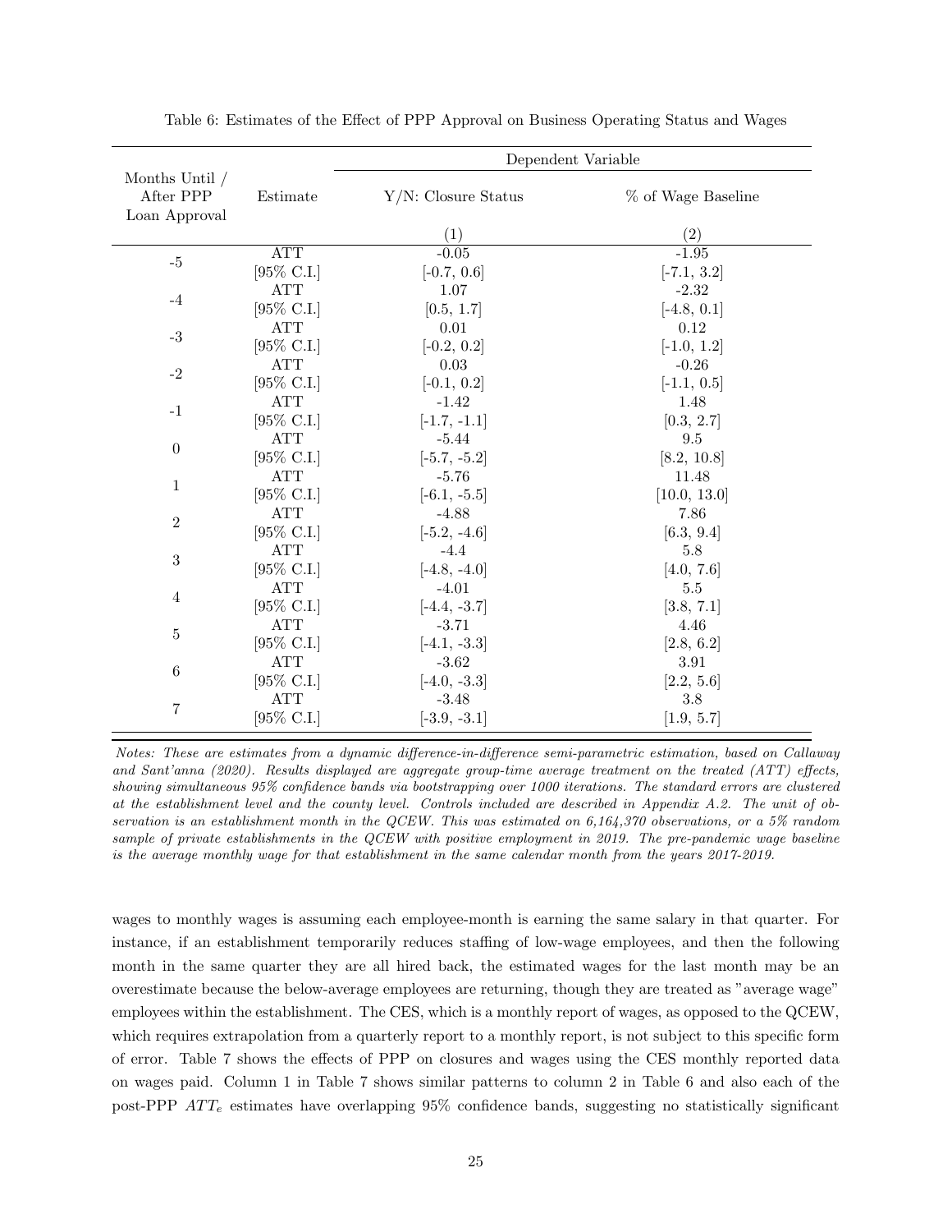Table 6: Estimates of the Effect of PPP Approval on Business Operating Status and Wages

| Months Until / After PPP Loan Approval | Estimate | Dependent Variable | |
|---|---|---|---|
| | | Y/N: Closure Status | % of Wage Baseline |
| | | (1) | (2) |
| -5 | ATT | -0.05 | -1.95 |
| | [95% C.I.] | [-0.7, 0.6] | [-7.1, 3.2] |
| -4 | ATT | 1.07 | -2.32 |
| | [95% C.I.] | [0.5, 1.7] | [-4.8, 0.1] |
| -3 | ATT | 0.01 | 0.12 |
| | [95% C.I.] | [-0.2, 0.2] | [-1.0, 1.2] |
| -2 | ATT | 0.03 | -0.26 |
| | [95% C.I.] | [-0.1, 0.2] | [-1.1, 0.5] |
| -1 | ATT | -1.42 | 1.48 |
| | [95% C.I.] | [-1.7, -1.1] | [0.3, 2.7] |
| 0 | ATT | -5.44 | 9.5 |
| | [95% C.I.] | [-5.7, -5.2] | [8.2, 10.8] |
| 1 | ATT | -5.76 | 11.48 |
| | [95% C.I.] | [-6.1, -5.5] | [10.0, 13.0] |
| 2 | ATT | -4.88 | 7.86 |
| | [95% C.I.] | [-5.2, -4.6] | [6.3, 9.4] |
| 3 | ATT | -4.4 | 5.8 |
| | [95% C.I.] | [-4.8, -4.0] | [4.0, 7.6] |
| 4 | ATT | -4.01 | 5.5 |
| | [95% C.I.] | [-4.4, -3.7] | [3.8, 7.1] |
| 5 | ATT | -3.71 | 4.46 |
| | [95% C.I.] | [-4.1, -3.3] | [2.8, 6.2] |
| 6 | ATT | -3.62 | 3.91 |
| | [95% C.I.] | [-4.0, -3.3] | [2.2, 5.6] |
| 7 | ATT | -3.48 | 3.8 |
| | [95% C.I.] | [-3.9, -3.1] | [1.9, 5.7] |

*Notes: These are estimates from a dynamic difference-in-difference semi-parametric estimation, based on Callaway and Sant'anna (2020). Results displayed are aggregate group-time average treatment on the treated (ATT) effects, showing simultaneous 95% confidence bands via bootstrapping over 1000 iterations. The standard errors are clustered at the establishment level and the county level. Controls included are described in Appendix A.2. The unit of observation is an establishment month in the QCEW. This was estimated on 6,164,370 observations, or a 5% random sample of private establishments in the QCEW with positive employment in 2019. The pre-pandemic wage baseline is the average monthly wage for that establishment in the same calendar month from the years 2017-2019.*

wages to monthly wages is assuming each employee-month is earning the same salary in that quarter. For instance, if an establishment temporarily reduces staffing of low-wage employees, and then the following month in the same quarter they are all hired back, the estimated wages for the last month may be an overestimate because the below-average employees are returning, though they are treated as "average wage" employees within the establishment. The CES, which is a monthly report of wages, as opposed to the QCEW, which requires extrapolation from a quarterly report to a monthly report, is not subject to this specific form of error. Table 7 shows the effects of PPP on closures and wages using the CES monthly reported data on wages paid. Column 1 in Table 7 shows similar patterns to column 2 in Table 6 and also each of the post-PPP $ATT_e$ estimates have overlapping 95% confidence bands, suggesting no statistically significant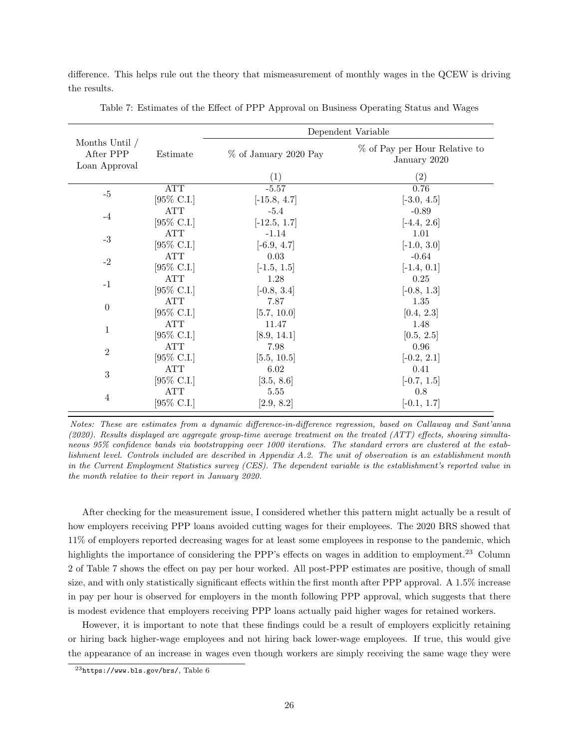difference. This helps rule out the theory that mismeasurement of monthly wages in the QCEW is driving the results.

Table 7: Estimates of the Effect of PPP Approval on Business Operating Status and Wages

| | | Dependent Variable | |
|---|---|---|---|
| Months Until / After PPP Loan Approval | Estimate | % of January 2020 Pay | % of Pay per Hour Relative to January 2020 |
| | | (1) | (2) |
| -5 | ATT | -5.57 | 0.76 |
| | [95% C.I.] | [-15.8, 4.7] | [-3.0, 4.5] |
| -4 | ATT | -5.4 | -0.89 |
| | [95% C.I.] | [-12.5, 1.7] | [-4.4, 2.6] |
| -3 | ATT | -1.14 | 1.01 |
| | [95% C.I.] | [-6.9, 4.7] | [-1.0, 3.0] |
| -2 | ATT | 0.03 | -0.64 |
| | [95% C.I.] | [-1.5, 1.5] | [-1.4, 0.1] |
| -1 | ATT | 1.28 | 0.25 |
| | [95% C.I.] | [-0.8, 3.4] | [-0.8, 1.3] |
| 0 | ATT | 7.87 | 1.35 |
| | [95% C.I.] | [5.7, 10.0] | [0.4, 2.3] |
| 1 | ATT | 11.47 | 1.48 |
| | [95% C.I.] | [8.9, 14.1] | [0.5, 2.5] |
| 2 | ATT | 7.98 | 0.96 |
| | [95% C.I.] | [5.5, 10.5] | [-0.2, 2.1] |
| 3 | ATT | 6.02 | 0.41 |
| | [95% C.I.] | [3.5, 8.6] | [-0.7, 1.5] |
| 4 | ATT | 5.55 | 0.8 |
| | [95% C.I.] | [2.9, 8.2] | [-0.1, 1.7] |

*Notes: These are estimates from a dynamic difference-in-difference regression, based on Callaway and Sant'anna (2020). Results displayed are aggregate group-time average treatment on the treated (ATT) effects, showing simultaneous 95% confidence bands via bootstrapping over 1000 iterations. The standard errors are clustered at the establishment level. Controls included are described in Appendix A.2. The unit of observation is an establishment month in the Current Employment Statistics survey (CES). The dependent variable is the establishment's reported value in the month relative to their report in January 2020.*

After checking for the measurement issue, I considered whether this pattern might actually be a result of how employers receiving PPP loans avoided cutting wages for their employees. The 2020 BRS showed that 11% of employers reported decreasing wages for at least some employees in response to the pandemic, which highlights the importance of considering the PPP's effects on wages in addition to employment.[23] Column 2 of Table 7 shows the effect on pay per hour worked. All post-PPP estimates are positive, though of small size, and with only statistically significant effects within the first month after PPP approval. A 1.5% increase in pay per hour is observed for employers in the month following PPP approval, which suggests that there is modest evidence that employers receiving PPP loans actually paid higher wages for retained workers.

However, it is important to note that these findings could be a result of employers explicitly retaining or hiring back higher-wage employees and not hiring back lower-wage employees. If true, this would give the appearance of an increase in wages even though workers are simply receiving the same wage they were

[23] https://www.bls.gov/brs/, Table 6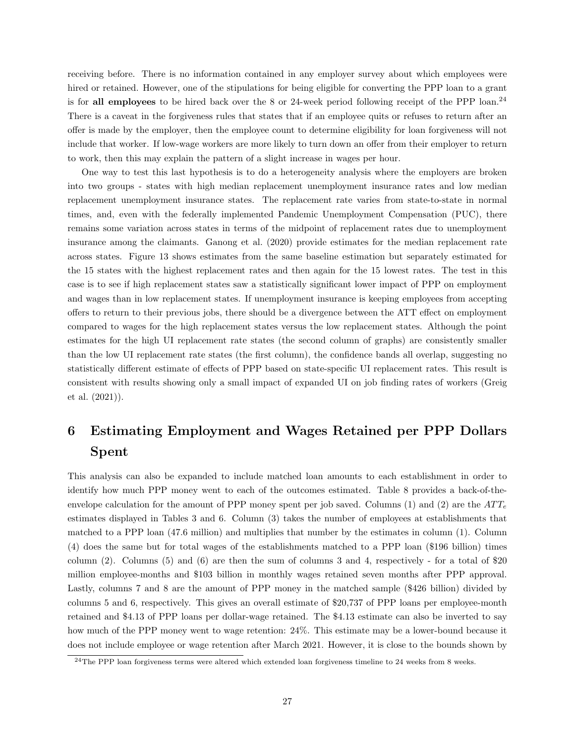receiving before. There is no information contained in any employer survey about which employees were hired or retained. However, one of the stipulations for being eligible for converting the PPP loan to a grant is for **all employees** to be hired back over the 8 or 24-week period following receipt of the PPP loan.[24] There is a caveat in the forgiveness rules that states that if an employee quits or refuses to return after an offer is made by the employer, then the employee count to determine eligibility for loan forgiveness will not include that worker. If low-wage workers are more likely to turn down an offer from their employer to return to work, then this may explain the pattern of a slight increase in wages per hour.

One way to test this last hypothesis is to do a heterogeneity analysis where the employers are broken into two groups - states with high median replacement unemployment insurance rates and low median replacement unemployment insurance states. The replacement rate varies from state-to-state in normal times, and, even with the federally implemented Pandemic Unemployment Compensation (PUC), there remains some variation across states in terms of the midpoint of replacement rates due to unemployment insurance among the claimants. Ganong et al. (2020) provide estimates for the median replacement rate across states. Figure 13 shows estimates from the same baseline estimation but separately estimated for the 15 states with the highest replacement rates and then again for the 15 lowest rates. The test in this case is to see if high replacement states saw a statistically significant lower impact of PPP on employment and wages than in low replacement states. If unemployment insurance is keeping employees from accepting offers to return to their previous jobs, there should be a divergence between the ATT effect on employment compared to wages for the high replacement states versus the low replacement states. Although the point estimates for the high UI replacement rate states (the second column of graphs) are consistently smaller than the low UI replacement rate states (the first column), the confidence bands all overlap, suggesting no statistically different estimate of effects of PPP based on state-specific UI replacement rates. This result is consistent with results showing only a small impact of expanded UI on job finding rates of workers (Greig et al. (2021)).

# 6 Estimating Employment and Wages Retained per PPP Dollars Spent

This analysis can also be expanded to include matched loan amounts to each establishment in order to identify how much PPP money went to each of the outcomes estimated. Table 8 provides a back-of-the-envelope calculation for the amount of PPP money spent per job saved. Columns (1) and (2) are the $ATT_e$ estimates displayed in Tables 3 and 6. Column (3) takes the number of employees at establishments that matched to a PPP loan (47.6 million) and multiplies that number by the estimates in column (1). Column (4) does the same but for total wages of the establishments matched to a PPP loan ($196 billion) times column (2). Columns (5) and (6) are then the sum of columns 3 and 4, respectively - for a total of $20 million employee-months and $103 billion in monthly wages retained seven months after PPP approval. Lastly, columns 7 and 8 are the amount of PPP money in the matched sample ($426 billion) divided by columns 5 and 6, respectively. This gives an overall estimate of $20,737 of PPP loans per employee-month retained and $4.13 of PPP loans per dollar-wage retained. The $4.13 estimate can also be inverted to say how much of the PPP money went to wage retention: 24%. This estimate may be a lower-bound because it does not include employee or wage retention after March 2021. However, it is close to the bounds shown by

[24]The PPP loan forgiveness terms were altered which extended loan forgiveness timeline to 24 weeks from 8 weeks.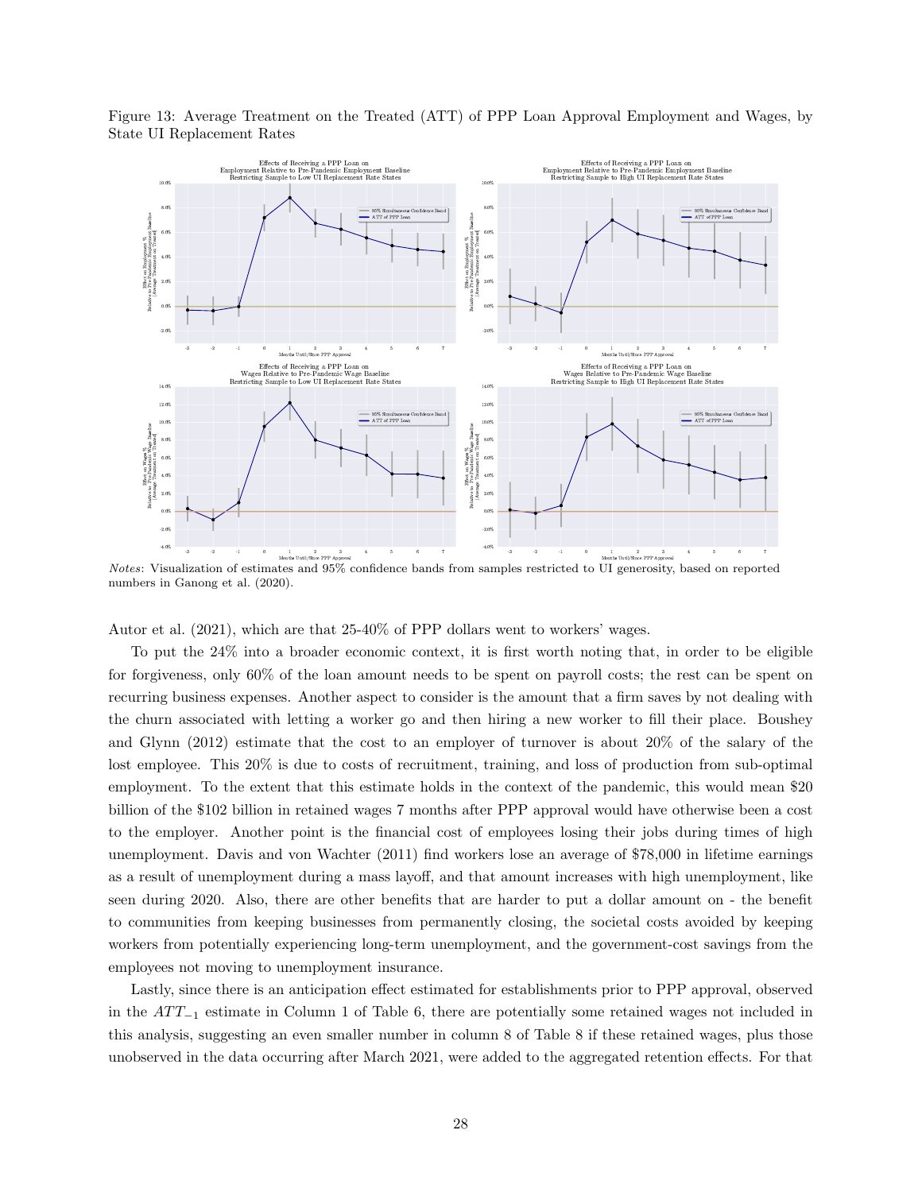Figure 13: Average Treatment on the Treated (ATT) of PPP Loan Approval Employment and Wages, by State UI Replacement Rates

*Notes*: Visualization of estimates and 95% confidence bands from samples restricted to UI generosity, based on reported numbers in Ganong et al. (2020).

Autor et al. (2021), which are that 25-40% of PPP dollars went to workers' wages.

To put the 24% into a broader economic context, it is first worth noting that, in order to be eligible for forgiveness, only 60% of the loan amount needs to be spent on payroll costs; the rest can be spent on recurring business expenses. Another aspect to consider is the amount that a firm saves by not dealing with the churn associated with letting a worker go and then hiring a new worker to fill their place. Boushey and Glynn (2012) estimate that the cost to an employer of turnover is about 20% of the salary of the lost employee. This 20% is due to costs of recruitment, training, and loss of production from sub-optimal employment. To the extent that this estimate holds in the context of the pandemic, this would mean \$20 billion of the \$102 billion in retained wages 7 months after PPP approval would have otherwise been a cost to the employer. Another point is the financial cost of employees losing their jobs during times of high unemployment. Davis and von Wachter (2011) find workers lose an average of \$78,000 in lifetime earnings as a result of unemployment during a mass layoff, and that amount increases with high unemployment, like seen during 2020. Also, there are other benefits that are harder to put a dollar amount on - the benefit to communities from keeping businesses from permanently closing, the societal costs avoided by keeping workers from potentially experiencing long-term unemployment, and the government-cost savings from the employees not moving to unemployment insurance.

Lastly, since there is an anticipation effect estimated for establishments prior to PPP approval, observed in the $ATT_{-1}$ estimate in Column 1 of Table 6, there are potentially some retained wages not included in this analysis, suggesting an even smaller number in column 8 of Table 8 if these retained wages, plus those unobserved in the data occurring after March 2021, were added to the aggregated retention effects. For that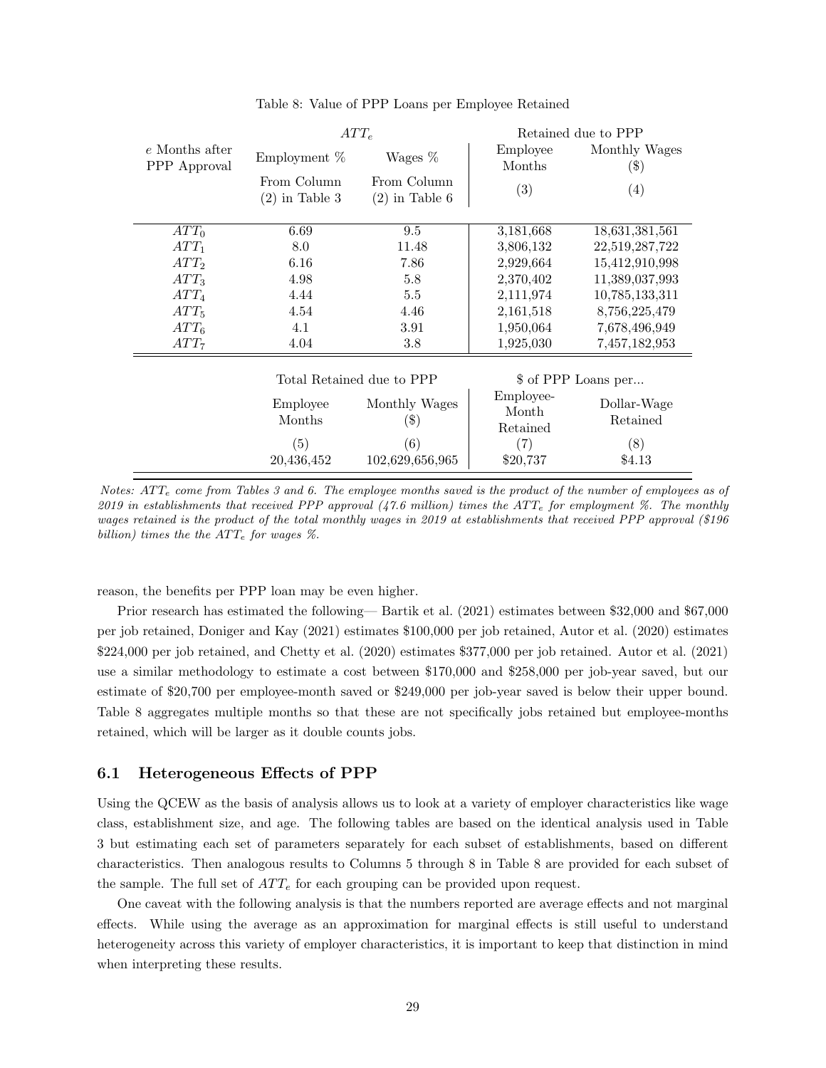Table 8: Value of PPP Loans per Employee Retained

| | $ATT_e$ | | Retained due to PPP | |
|---|---|---|---|---|
| $e$ Months after PPP Approval | Employment % | Wages % | Employee Months | Monthly Wages ($) |
| | From Column (2) in Table 3 | From Column (2) in Table 6 | (3) | (4) |
| $ATT_0$ | 6.69 | 9.5 | 3,181,668 | 18,631,381,561 |
| $ATT_1$ | 8.0 | 11.48 | 3,806,132 | 22,519,287,722 |
| $ATT_2$ | 6.16 | 7.86 | 2,929,664 | 15,412,910,998 |
| $ATT_3$ | 4.98 | 5.8 | 2,370,402 | 11,389,037,993 |
| $ATT_4$ | 4.44 | 5.5 | 2,111,974 | 10,785,133,311 |
| $ATT_5$ | 4.54 | 4.46 | 2,161,518 | 8,756,225,479 |
| $ATT_6$ | 4.1 | 3.91 | 1,950,064 | 7,678,496,949 |
| $ATT_7$ | 4.04 | 3.8 | 1,925,030 | 7,457,182,953 |

| Total Retained due to PPP | | $ of PPP Loans per... | |
|---|---|---|---|
| Employee Months | Monthly Wages ($) | Employee-Month Retained | Dollar-Wage Retained |
| (5) | (6) | (7) | (8) |
| 20,436,452 | 102,629,656,965 | $20,737 | $4.13 |

*Notes: $ATT_e$ come from Tables 3 and 6. The employee months saved is the product of the number of employees as of 2019 in establishments that received PPP approval (47.6 million) times the $ATT_e$ for employment %. The monthly wages retained is the product of the total monthly wages in 2019 at establishments that received PPP approval ($196 billion) times the the $ATT_e$ for wages %.*

reason, the benefits per PPP loan may be even higher.

Prior research has estimated the following— Bartik et al. (2021) estimates between $32,000 and $67,000 per job retained, Doniger and Kay (2021) estimates $100,000 per job retained, Autor et al. (2020) estimates $224,000 per job retained, and Chetty et al. (2020) estimates $377,000 per job retained. Autor et al. (2021) use a similar methodology to estimate a cost between $170,000 and $258,000 per job-year saved, but our estimate of $20,700 per employee-month saved or $249,000 per job-year saved is below their upper bound. Table 8 aggregates multiple months so that these are not specifically jobs retained but employee-months retained, which will be larger as it double counts jobs.

## 6.1 Heterogeneous Effects of PPP

Using the QCEW as the basis of analysis allows us to look at a variety of employer characteristics like wage class, establishment size, and age. The following tables are based on the identical analysis used in Table 3 but estimating each set of parameters separately for each subset of establishments, based on different characteristics. Then analogous results to Columns 5 through 8 in Table 8 are provided for each subset of the sample. The full set of $ATT_e$ for each grouping can be provided upon request.

One caveat with the following analysis is that the numbers reported are average effects and not marginal effects. While using the average as an approximation for marginal effects is still useful to understand heterogeneity across this variety of employer characteristics, it is important to keep that distinction in mind when interpreting these results.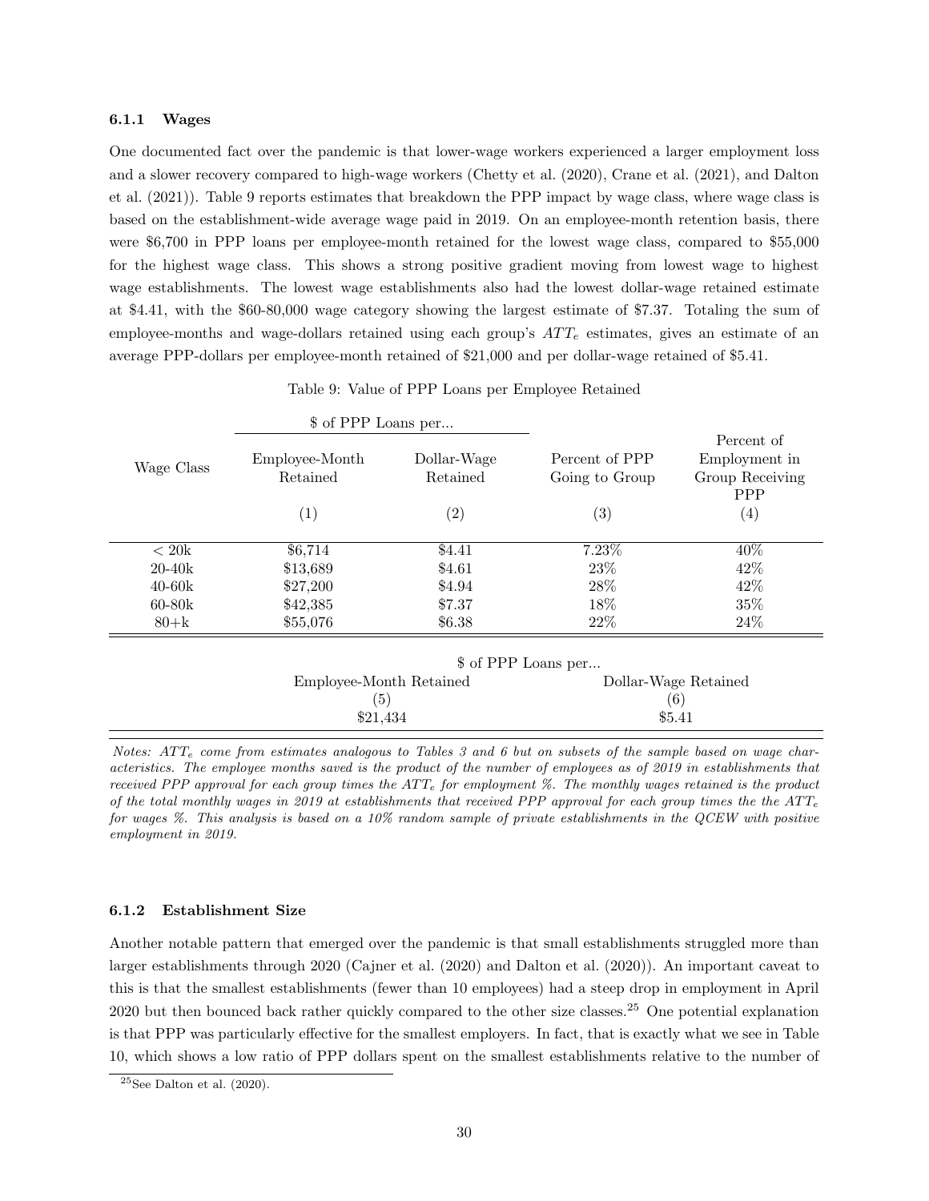#### 6.1.1 Wages

One documented fact over the pandemic is that lower-wage workers experienced a larger employment loss and a slower recovery compared to high-wage workers (Chetty et al. (2020), Crane et al. (2021), and Dalton et al. (2021)). Table 9 reports estimates that breakdown the PPP impact by wage class, where wage class is based on the establishment-wide average wage paid in 2019. On an employee-month retention basis, there were \$6,700 in PPP loans per employee-month retained for the lowest wage class, compared to \$55,000 for the highest wage class. This shows a strong positive gradient moving from lowest wage to highest wage establishments. The lowest wage establishments also had the lowest dollar-wage retained estimate at \$4.41, with the \$60-80,000 wage category showing the largest estimate of \$7.37. Totaling the sum of employee-months and wage-dollars retained using each group's $ATT_e$ estimates, gives an estimate of an average PPP-dollars per employee-month retained of \$21,000 and per dollar-wage retained of \$5.41.

Table 9: Value of PPP Loans per Employee Retained

| Wage Class | $ of PPP Loans per... | | Percent of PPP Going to Group | Percent of Employment in Group Receiving PPP |
|---|---|---|---|---|
| | Employee-Month Retained | Dollar-Wage Retained | | |
| | (1) | (2) | (3) | (4) |
| < 20k | $6,714 | $4.41 | 7.23% | 40% |
| 20-40k | $13,689 | $4.61 | 23% | 42% |
| 40-60k | $27,200 | $4.94 | 28% | 42% |
| 60-80k | $42,385 | $7.37 | 18% | 35% |
| 80+k | $55,076 | $6.38 | 22% | 24% |

| $ of PPP Loans per... | |
|---|---|
| Employee-Month Retained | Dollar-Wage Retained |
| (5) | (6) |
| $21,434 | $5.41 |

*Notes: $ATT_e$ come from estimates analogous to Tables 3 and 6 but on subsets of the sample based on wage characteristics. The employee months saved is the product of the number of employees as of 2019 in establishments that received PPP approval for each group times the $ATT_e$ for employment %. The monthly wages retained is the product of the total monthly wages in 2019 at establishments that received PPP approval for each group times the the $ATT_e$ for wages %. This analysis is based on a 10% random sample of private establishments in the QCEW with positive employment in 2019.*

#### 6.1.2 Establishment Size

Another notable pattern that emerged over the pandemic is that small establishments struggled more than larger establishments through 2020 (Cajner et al. (2020) and Dalton et al. (2020)). An important caveat to this is that the smallest establishments (fewer than 10 employees) had a steep drop in employment in April 2020 but then bounced back rather quickly compared to the other size classes.[25] One potential explanation is that PPP was particularly effective for the smallest employers. In fact, that is exactly what we see in Table 10, which shows a low ratio of PPP dollars spent on the smallest establishments relative to the number of

[25] See Dalton et al. (2020).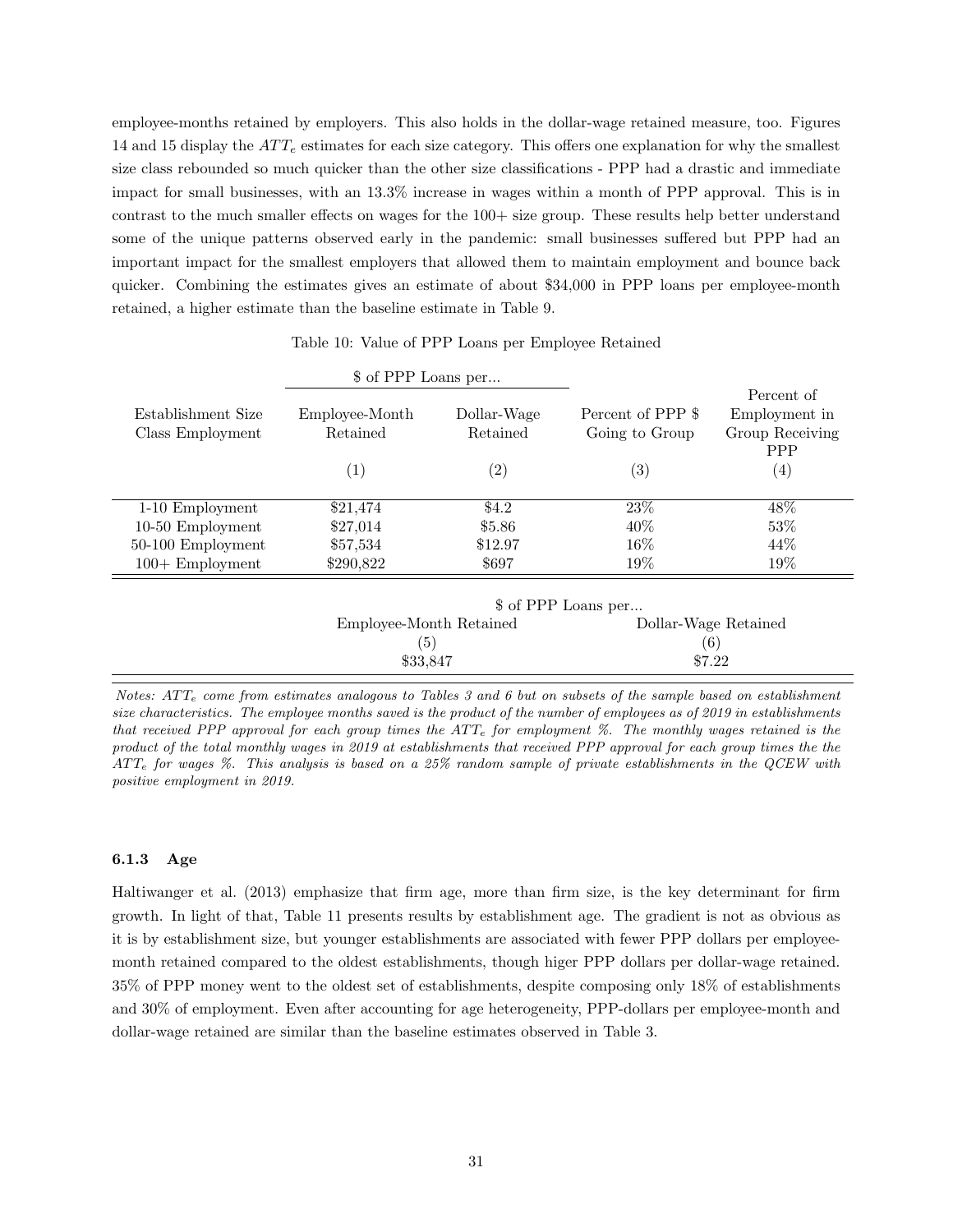employee-months retained by employers. This also holds in the dollar-wage retained measure, too. Figures 14 and 15 display the $ATT_e$ estimates for each size category. This offers one explanation for why the smallest size class rebounded so much quicker than the other size classifications - PPP had a drastic and immediate impact for small businesses, with an 13.3% increase in wages within a month of PPP approval. This is in contrast to the much smaller effects on wages for the 100+ size group. These results help better understand some of the unique patterns observed early in the pandemic: small businesses suffered but PPP had an important impact for the smallest employers that allowed them to maintain employment and bounce back quicker. Combining the estimates gives an estimate of about $34,000 in PPP loans per employee-month retained, a higher estimate than the baseline estimate in Table 9.

Table 10: Value of PPP Loans per Employee Retained

| | $ of PPP Loans per... | | | |
|---|---|---|---|---|
| Establishment Size Class Employment | Employee-Month Retained | Dollar-Wage Retained | Percent of PPP $ Going to Group | Percent of Employment in Group Receiving PPP |
| | (1) | (2) | (3) | (4) |
| 1-10 Employment | $21,474 | $4.2 | 23% | 48% |
| 10-50 Employment | $27,014 | $5.86 | 40% | 53% |
| 50-100 Employment | $57,534 | $12.97 | 16% | 44% |
| 100+ Employment | $290,822 | $697 | 19% | 19% |

| $ of PPP Loans per... | |
|---|---|
| Employee-Month Retained | Dollar-Wage Retained |
| (5) | (6) |
| $33,847 | $7.22 |

*Notes: $ATT_e$ come from estimates analogous to Tables 3 and 6 but on subsets of the sample based on establishment size characteristics. The employee months saved is the product of the number of employees as of 2019 in establishments that received PPP approval for each group times the $ATT_e$ for employment %. The monthly wages retained is the product of the total monthly wages in 2019 at establishments that received PPP approval for each group times the the $ATT_e$ for wages %. This analysis is based on a 25% random sample of private establishments in the QCEW with positive employment in 2019.*

### 6.1.3 Age

Haltiwanger et al. (2013) emphasize that firm age, more than firm size, is the key determinant for firm growth. In light of that, Table 11 presents results by establishment age. The gradient is not as obvious as it is by establishment size, but younger establishments are associated with fewer PPP dollars per employee-month retained compared to the oldest establishments, though higer PPP dollars per dollar-wage retained. 35% of PPP money went to the oldest set of establishments, despite composing only 18% of establishments and 30% of employment. Even after accounting for age heterogeneity, PPP-dollars per employee-month and dollar-wage retained are similar than the baseline estimates observed in Table 3.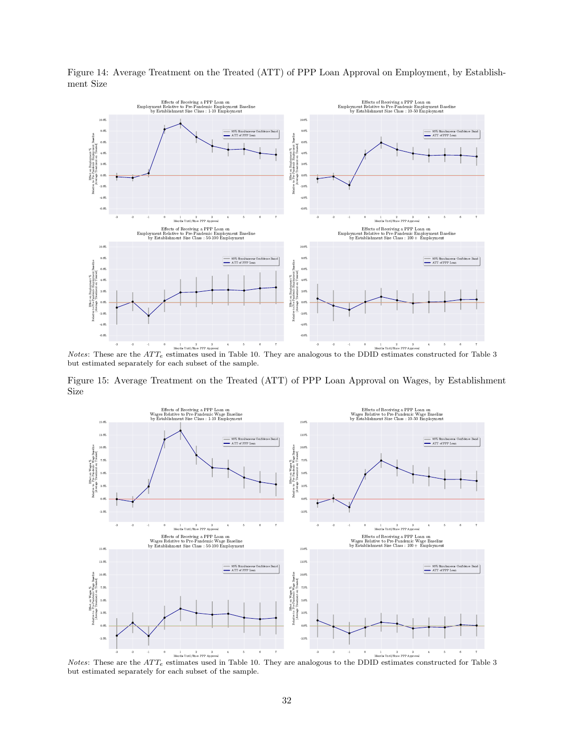Figure 14: Average Treatment on the Treated (ATT) of PPP Loan Approval on Employment, by Establishment Size

*Notes*: These are the $ATT_e$ estimates used in Table 10. They are analogous to the DDID estimates constructed for Table 3 but estimated separately for each subset of the sample.

Figure 15: Average Treatment on the Treated (ATT) of PPP Loan Approval on Wages, by Establishment Size

*Notes*: These are the $ATT_e$ estimates used in Table 10. They are analogous to the DDID estimates constructed for Table 3 but estimated separately for each subset of the sample.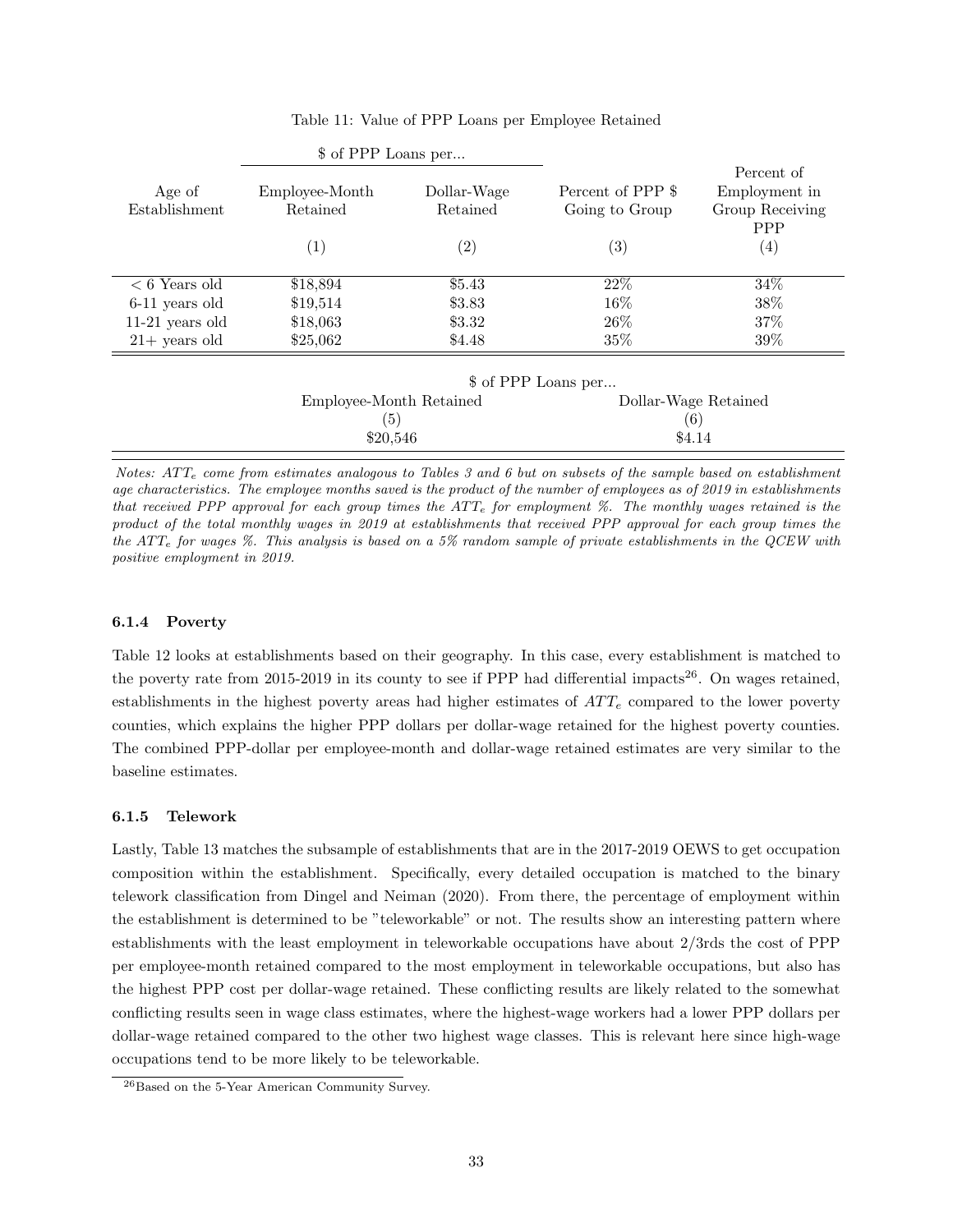Table 11: Value of PPP Loans per Employee Retained

| Age of Establishment | \$ of PPP Loans per... Employee-Month Retained | Dollar-Wage Retained | Percent of PPP \$ Going to Group | Percent of Employment in Group Receiving PPP |
|---|---|---|---|---|
| | (1) | (2) | (3) | (4) |
| < 6 Years old | \$18,894 | \$5.43 | 22% | 34% |
| 6-11 years old | \$19,514 | \$3.83 | 16% | 38% |
| 11-21 years old | \$18,063 | \$3.32 | 26% | 37% |
| 21+ years old | \$25,062 | \$4.48 | 35% | 39% |

| \$ of PPP Loans per... Employee-Month Retained | Dollar-Wage Retained |
|---|---|
| (5) | (6) |
| \$20,546 | \$4.14 |

*Notes: $ATT_e$ come from estimates analogous to Tables 3 and 6 but on subsets of the sample based on establishment age characteristics. The employee months saved is the product of the number of employees as of 2019 in establishments that received PPP approval for each group times the $ATT_e$ for employment %. The monthly wages retained is the product of the total monthly wages in 2019 at establishments that received PPP approval for each group times the the $ATT_e$ for wages %. This analysis is based on a 5% random sample of private establishments in the QCEW with positive employment in 2019.*

#### 6.1.4 Poverty

Table 12 looks at establishments based on their geography. In this case, every establishment is matched to the poverty rate from 2015-2019 in its county to see if PPP had differential impacts[26]. On wages retained, establishments in the highest poverty areas had higher estimates of $ATT_e$ compared to the lower poverty counties, which explains the higher PPP dollars per dollar-wage retained for the highest poverty counties. The combined PPP-dollar per employee-month and dollar-wage retained estimates are very similar to the baseline estimates.

#### 6.1.5 Telework

Lastly, Table 13 matches the subsample of establishments that are in the 2017-2019 OEWS to get occupation composition within the establishment. Specifically, every detailed occupation is matched to the binary telework classification from Dingel and Neiman (2020). From there, the percentage of employment within the establishment is determined to be "teleworkable" or not. The results show an interesting pattern where establishments with the least employment in teleworkable occupations have about 2/3rds the cost of PPP per employee-month retained compared to the most employment in teleworkable occupations, but also has the highest PPP cost per dollar-wage retained. These conflicting results are likely related to the somewhat conflicting results seen in wage class estimates, where the highest-wage workers had a lower PPP dollars per dollar-wage retained compared to the other two highest wage classes. This is relevant here since high-wage occupations tend to be more likely to be teleworkable.

[26] Based on the 5-Year American Community Survey.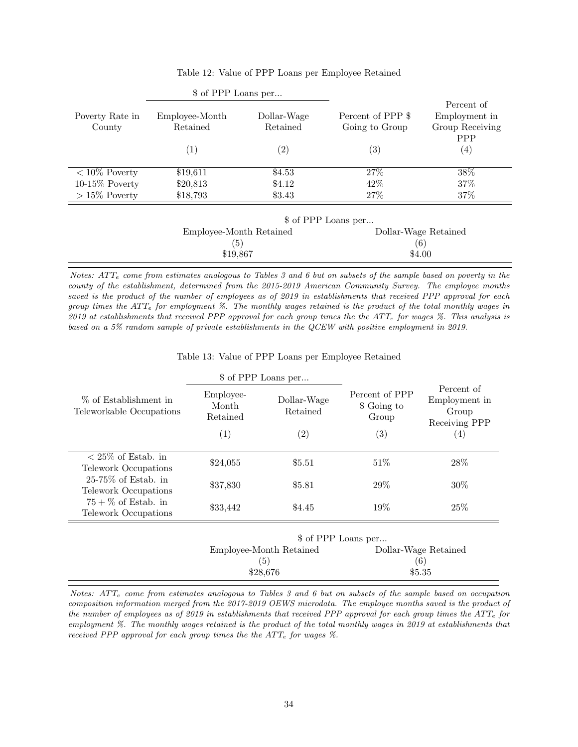Table 12: Value of PPP Loans per Employee Retained

| Poverty Rate in County | \$ of PPP Loans per... Employee-Month Retained | Dollar-Wage Retained | Percent of PPP \$ Going to Group | Percent of Employment in Group Receiving PPP |
|---|---|---|---|---|
| | (1) | (2) | (3) | (4) |
| < 10% Poverty | \$19,611 | \$4.53 | 27% | 38% |
| 10-15% Poverty | \$20,813 | \$4.12 | 42% | 37% |
| > 15% Poverty | \$18,793 | \$3.43 | 27% | 37% |

| \$ of PPP Loans per... Employee-Month Retained | Dollar-Wage Retained |
|---|---|
| (5) | (6) |
| \$19,867 | \$4.00 |

*Notes: $ATT_e$ come from estimates analogous to Tables 3 and 6 but on subsets of the sample based on poverty in the county of the establishment, determined from the 2015-2019 American Community Survey. The employee months saved is the product of the number of employees as of 2019 in establishments that received PPP approval for each group times the $ATT_e$ for employment %. The monthly wages retained is the product of the total monthly wages in 2019 at establishments that received PPP approval for each group times the the $ATT_e$ for wages %. This analysis is based on a 5% random sample of private establishments in the QCEW with positive employment in 2019.*

Table 13: Value of PPP Loans per Employee Retained

| % of Establishment in Teleworkable Occupations | \$ of PPP Loans per... Employee-Month Retained | Dollar-Wage Retained | Percent of PPP \$ Going to Group | Percent of Employment in Group Receiving PPP |
|---|---|---|---|---|
| | (1) | (2) | (3) | (4) |
| < 25% of Estab. in Telework Occupations | \$24,055 | \$5.51 | 51% | 28% |
| 25-75% of Estab. in Telework Occupations | \$37,830 | \$5.81 | 29% | 30% |
| 75 + % of Estab. in Telework Occupations | \$33,442 | \$4.45 | 19% | 25% |

| \$ of PPP Loans per... Employee-Month Retained | Dollar-Wage Retained |
|---|---|
| (5) | (6) |
| \$28,676 | \$5.35 |

*Notes: $ATT_e$ come from estimates analogous to Tables 3 and 6 but on subsets of the sample based on occupation composition information merged from the 2017-2019 OEWS microdata. The employee months saved is the product of the number of employees as of 2019 in establishments that received PPP approval for each group times the $ATT_e$ for employment %. The monthly wages retained is the product of the total monthly wages in 2019 at establishments that received PPP approval for each group times the the $ATT_e$ for wages %.*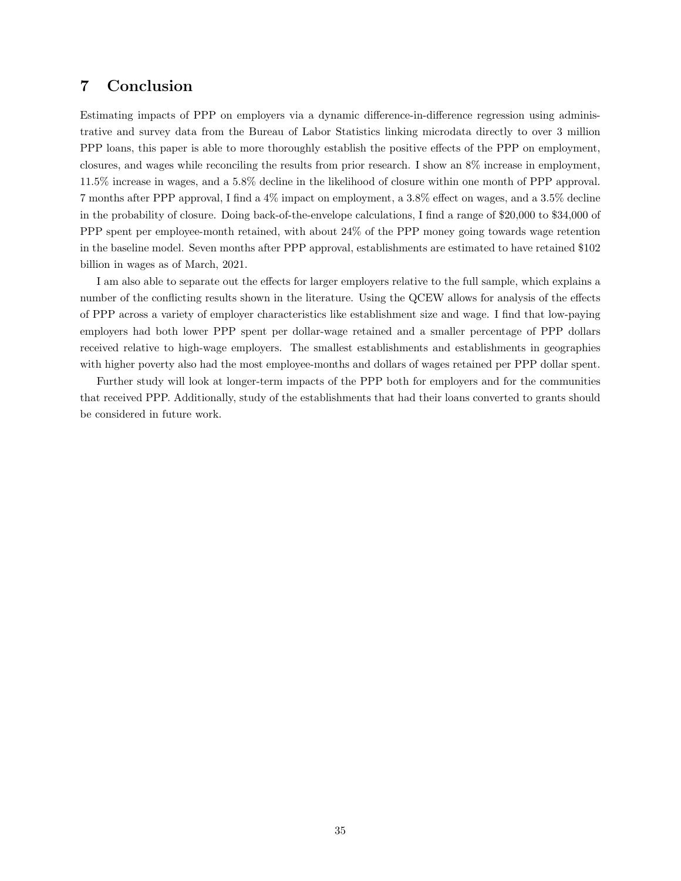# 7 Conclusion

Estimating impacts of PPP on employers via a dynamic difference-in-difference regression using administrative and survey data from the Bureau of Labor Statistics linking microdata directly to over 3 million PPP loans, this paper is able to more thoroughly establish the positive effects of the PPP on employment, closures, and wages while reconciling the results from prior research. I show an 8% increase in employment, 11.5% increase in wages, and a 5.8% decline in the likelihood of closure within one month of PPP approval. 7 months after PPP approval, I find a 4% impact on employment, a 3.8% effect on wages, and a 3.5% decline in the probability of closure. Doing back-of-the-envelope calculations, I find a range of $20,000 to $34,000 of PPP spent per employee-month retained, with about 24% of the PPP money going towards wage retention in the baseline model. Seven months after PPP approval, establishments are estimated to have retained $102 billion in wages as of March, 2021.

I am also able to separate out the effects for larger employers relative to the full sample, which explains a number of the conflicting results shown in the literature. Using the QCEW allows for analysis of the effects of PPP across a variety of employer characteristics like establishment size and wage. I find that low-paying employers had both lower PPP spent per dollar-wage retained and a smaller percentage of PPP dollars received relative to high-wage employers. The smallest establishments and establishments in geographies with higher poverty also had the most employee-months and dollars of wages retained per PPP dollar spent.

Further study will look at longer-term impacts of the PPP both for employers and for the communities that received PPP. Additionally, study of the establishments that had their loans converted to grants should be considered in future work.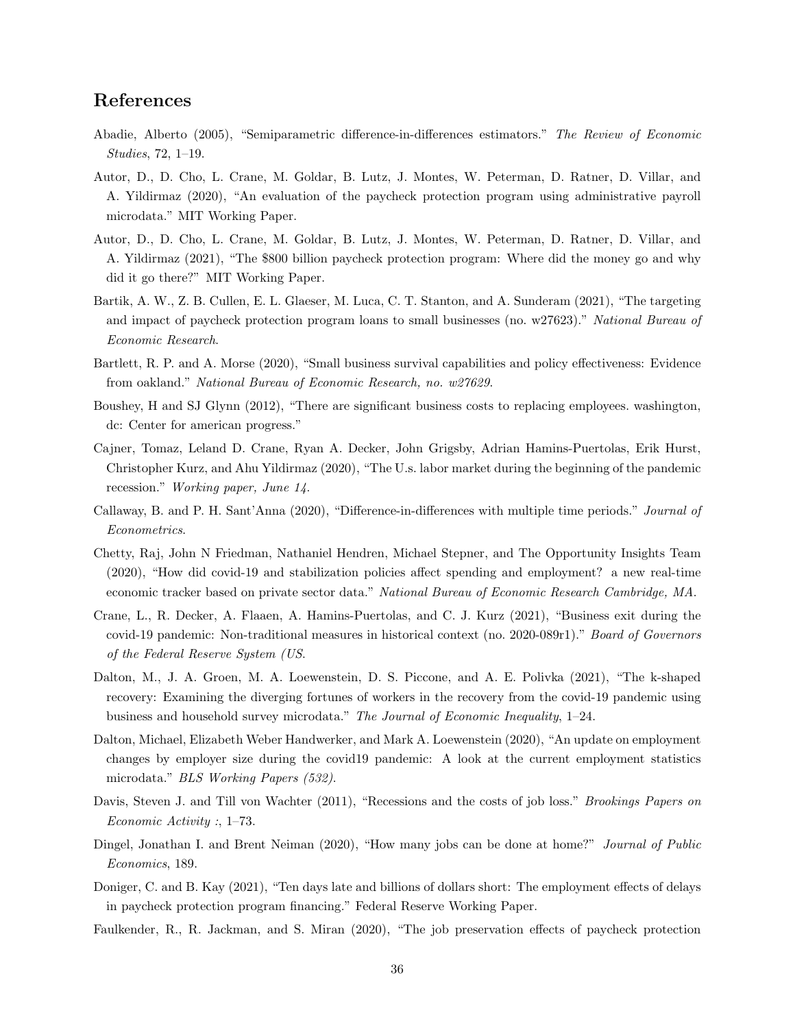## References

Abadie, Alberto (2005), "Semiparametric difference-in-differences estimators." *The Review of Economic Studies*, 72, 1–19.

Autor, D., D. Cho, L. Crane, M. Goldar, B. Lutz, J. Montes, W. Peterman, D. Ratner, D. Villar, and A. Yildirmaz (2020), "An evaluation of the paycheck protection program using administrative payroll microdata." MIT Working Paper.

Autor, D., D. Cho, L. Crane, M. Goldar, B. Lutz, J. Montes, W. Peterman, D. Ratner, D. Villar, and A. Yildirmaz (2021), "The $800 billion paycheck protection program: Where did the money go and why did it go there?" MIT Working Paper.

Bartik, A. W., Z. B. Cullen, E. L. Glaeser, M. Luca, C. T. Stanton, and A. Sunderam (2021), "The targeting and impact of paycheck protection program loans to small businesses (no. w27623)." *National Bureau of Economic Research*.

Bartlett, R. P. and A. Morse (2020), "Small business survival capabilities and policy effectiveness: Evidence from oakland." *National Bureau of Economic Research, no. w27629*.

Boushey, H and SJ Glynn (2012), "There are significant business costs to replacing employees. washington, dc: Center for american progress."

Cajner, Tomaz, Leland D. Crane, Ryan A. Decker, John Grigsby, Adrian Hamins-Puertolas, Erik Hurst, Christopher Kurz, and Ahu Yildirmaz (2020), "The U.s. labor market during the beginning of the pandemic recession." *Working paper, June 14*.

Callaway, B. and P. H. Sant'Anna (2020), "Difference-in-differences with multiple time periods." *Journal of Econometrics*.

Chetty, Raj, John N Friedman, Nathaniel Hendren, Michael Stepner, and The Opportunity Insights Team (2020), "How did covid-19 and stabilization policies affect spending and employment? a new real-time economic tracker based on private sector data." *National Bureau of Economic Research Cambridge, MA*.

Crane, L., R. Decker, A. Flaaen, A. Hamins-Puertolas, and C. J. Kurz (2021), "Business exit during the covid-19 pandemic: Non-traditional measures in historical context (no. 2020-089r1)." *Board of Governors of the Federal Reserve System (US*.

Dalton, M., J. A. Groen, M. A. Loewenstein, D. S. Piccone, and A. E. Polivka (2021), "The k-shaped recovery: Examining the diverging fortunes of workers in the recovery from the covid-19 pandemic using business and household survey microdata." *The Journal of Economic Inequality*, 1–24.

Dalton, Michael, Elizabeth Weber Handwerker, and Mark A. Loewenstein (2020), "An update on employment changes by employer size during the covid19 pandemic: A look at the current employment statistics microdata." *BLS Working Papers (532)*.

Davis, Steven J. and Till von Wachter (2011), "Recessions and the costs of job loss." *Brookings Papers on Economic Activity :*, 1–73.

Dingel, Jonathan I. and Brent Neiman (2020), "How many jobs can be done at home?" *Journal of Public Economics*, 189.

Doniger, C. and B. Kay (2021), "Ten days late and billions of dollars short: The employment effects of delays in paycheck protection program financing." Federal Reserve Working Paper.

Faulkender, R., R. Jackman, and S. Miran (2020), "The job preservation effects of paycheck protection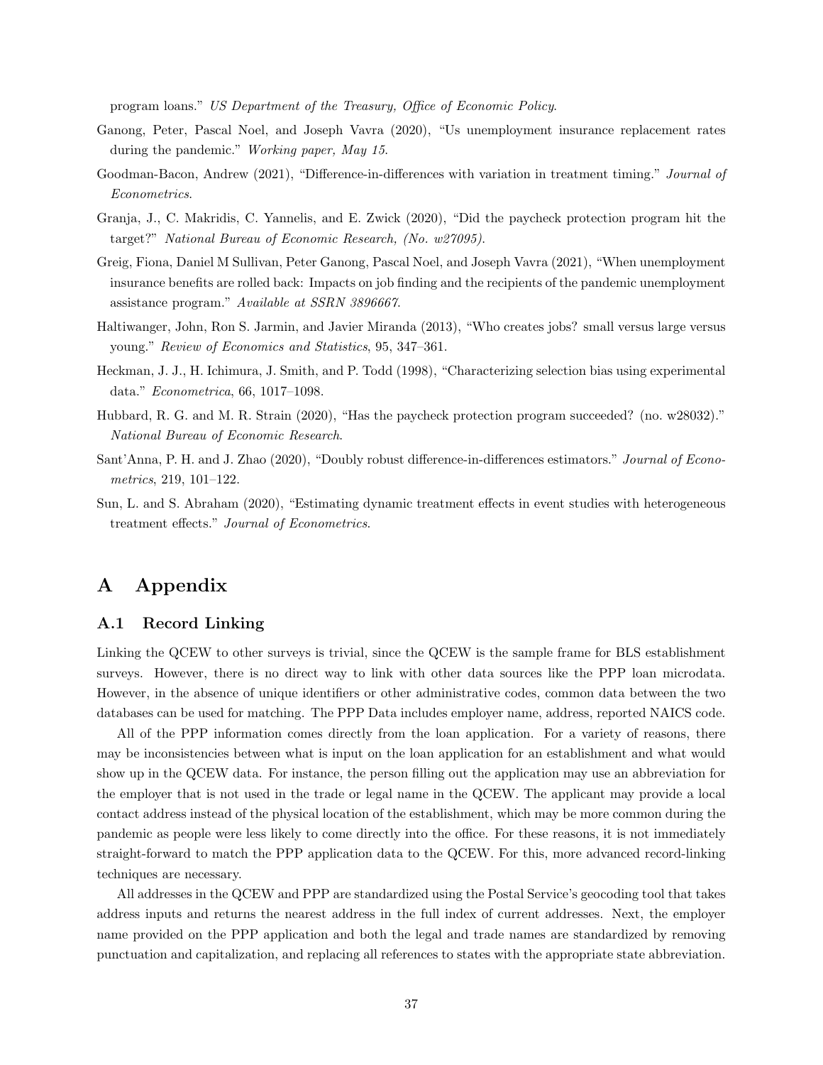program loans." *US Department of the Treasury, Office of Economic Policy*.

Ganong, Peter, Pascal Noel, and Joseph Vavra (2020), "Us unemployment insurance replacement rates during the pandemic." *Working paper, May 15*.

Goodman-Bacon, Andrew (2021), "Difference-in-differences with variation in treatment timing." *Journal of Econometrics*.

Granja, J., C. Makridis, C. Yannelis, and E. Zwick (2020), "Did the paycheck protection program hit the target?" *National Bureau of Economic Research, (No. w27095)*.

Greig, Fiona, Daniel M Sullivan, Peter Ganong, Pascal Noel, and Joseph Vavra (2021), "When unemployment insurance benefits are rolled back: Impacts on job finding and the recipients of the pandemic unemployment assistance program." *Available at SSRN 3896667*.

Haltiwanger, John, Ron S. Jarmin, and Javier Miranda (2013), "Who creates jobs? small versus large versus young." *Review of Economics and Statistics*, 95, 347–361.

Heckman, J. J., H. Ichimura, J. Smith, and P. Todd (1998), "Characterizing selection bias using experimental data." *Econometrica*, 66, 1017–1098.

Hubbard, R. G. and M. R. Strain (2020), "Has the paycheck protection program succeeded? (no. w28032)." *National Bureau of Economic Research*.

Sant'Anna, P. H. and J. Zhao (2020), "Doubly robust difference-in-differences estimators." *Journal of Econometrics*, 219, 101–122.

Sun, L. and S. Abraham (2020), "Estimating dynamic treatment effects in event studies with heterogeneous treatment effects." *Journal of Econometrics*.

# A Appendix

## A.1 Record Linking

Linking the QCEW to other surveys is trivial, since the QCEW is the sample frame for BLS establishment surveys. However, there is no direct way to link with other data sources like the PPP loan microdata. However, in the absence of unique identifiers or other administrative codes, common data between the two databases can be used for matching. The PPP Data includes employer name, address, reported NAICS code.

All of the PPP information comes directly from the loan application. For a variety of reasons, there may be inconsistencies between what is input on the loan application for an establishment and what would show up in the QCEW data. For instance, the person filling out the application may use an abbreviation for the employer that is not used in the trade or legal name in the QCEW. The applicant may provide a local contact address instead of the physical location of the establishment, which may be more common during the pandemic as people were less likely to come directly into the office. For these reasons, it is not immediately straight-forward to match the PPP application data to the QCEW. For this, more advanced record-linking techniques are necessary.

All addresses in the QCEW and PPP are standardized using the Postal Service's geocoding tool that takes address inputs and returns the nearest address in the full index of current addresses. Next, the employer name provided on the PPP application and both the legal and trade names are standardized by removing punctuation and capitalization, and replacing all references to states with the appropriate state abbreviation.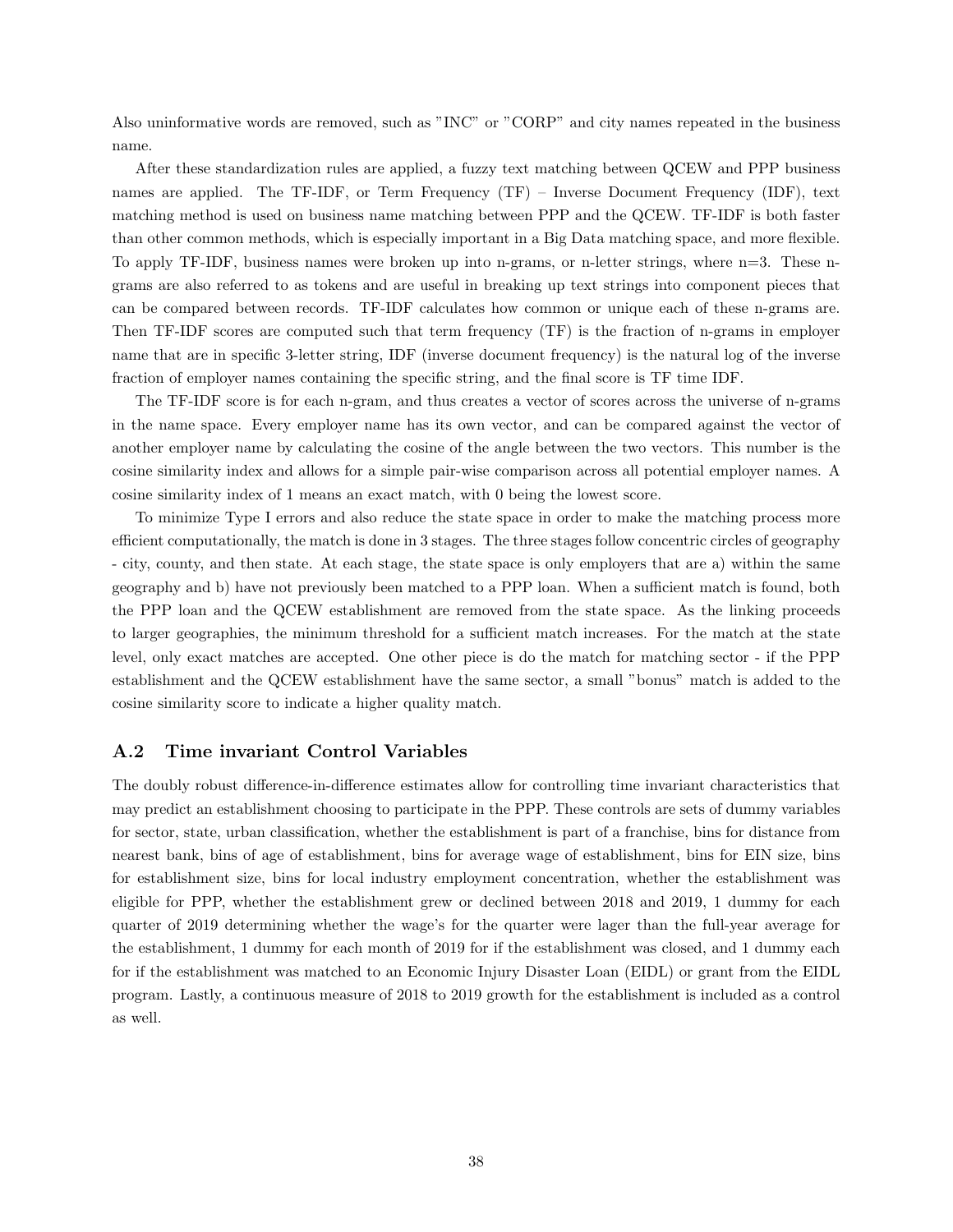Also uninformative words are removed, such as "INC" or "CORP" and city names repeated in the business name.

After these standardization rules are applied, a fuzzy text matching between QCEW and PPP business names are applied. The TF-IDF, or Term Frequency (TF) – Inverse Document Frequency (IDF), text matching method is used on business name matching between PPP and the QCEW. TF-IDF is both faster than other common methods, which is especially important in a Big Data matching space, and more flexible. To apply TF-IDF, business names were broken up into n-grams, or n-letter strings, where n=3. These n-grams are also referred to as tokens and are useful in breaking up text strings into component pieces that can be compared between records. TF-IDF calculates how common or unique each of these n-grams are. Then TF-IDF scores are computed such that term frequency (TF) is the fraction of n-grams in employer name that are in specific 3-letter string, IDF (inverse document frequency) is the natural log of the inverse fraction of employer names containing the specific string, and the final score is TF time IDF.

The TF-IDF score is for each n-gram, and thus creates a vector of scores across the universe of n-grams in the name space. Every employer name has its own vector, and can be compared against the vector of another employer name by calculating the cosine of the angle between the two vectors. This number is the cosine similarity index and allows for a simple pair-wise comparison across all potential employer names. A cosine similarity index of 1 means an exact match, with 0 being the lowest score.

To minimize Type I errors and also reduce the state space in order to make the matching process more efficient computationally, the match is done in 3 stages. The three stages follow concentric circles of geography - city, county, and then state. At each stage, the state space is only employers that are a) within the same geography and b) have not previously been matched to a PPP loan. When a sufficient match is found, both the PPP loan and the QCEW establishment are removed from the state space. As the linking proceeds to larger geographies, the minimum threshold for a sufficient match increases. For the match at the state level, only exact matches are accepted. One other piece is do the match for matching sector - if the PPP establishment and the QCEW establishment have the same sector, a small "bonus" match is added to the cosine similarity score to indicate a higher quality match.

## A.2 Time invariant Control Variables

The doubly robust difference-in-difference estimates allow for controlling time invariant characteristics that may predict an establishment choosing to participate in the PPP. These controls are sets of dummy variables for sector, state, urban classification, whether the establishment is part of a franchise, bins for distance from nearest bank, bins of age of establishment, bins for average wage of establishment, bins for EIN size, bins for establishment size, bins for local industry employment concentration, whether the establishment was eligible for PPP, whether the establishment grew or declined between 2018 and 2019, 1 dummy for each quarter of 2019 determining whether the wage's for the quarter were lager than the full-year average for the establishment, 1 dummy for each month of 2019 for if the establishment was closed, and 1 dummy each for if the establishment was matched to an Economic Injury Disaster Loan (EIDL) or grant from the EIDL program. Lastly, a continuous measure of 2018 to 2019 growth for the establishment is included as a control as well.